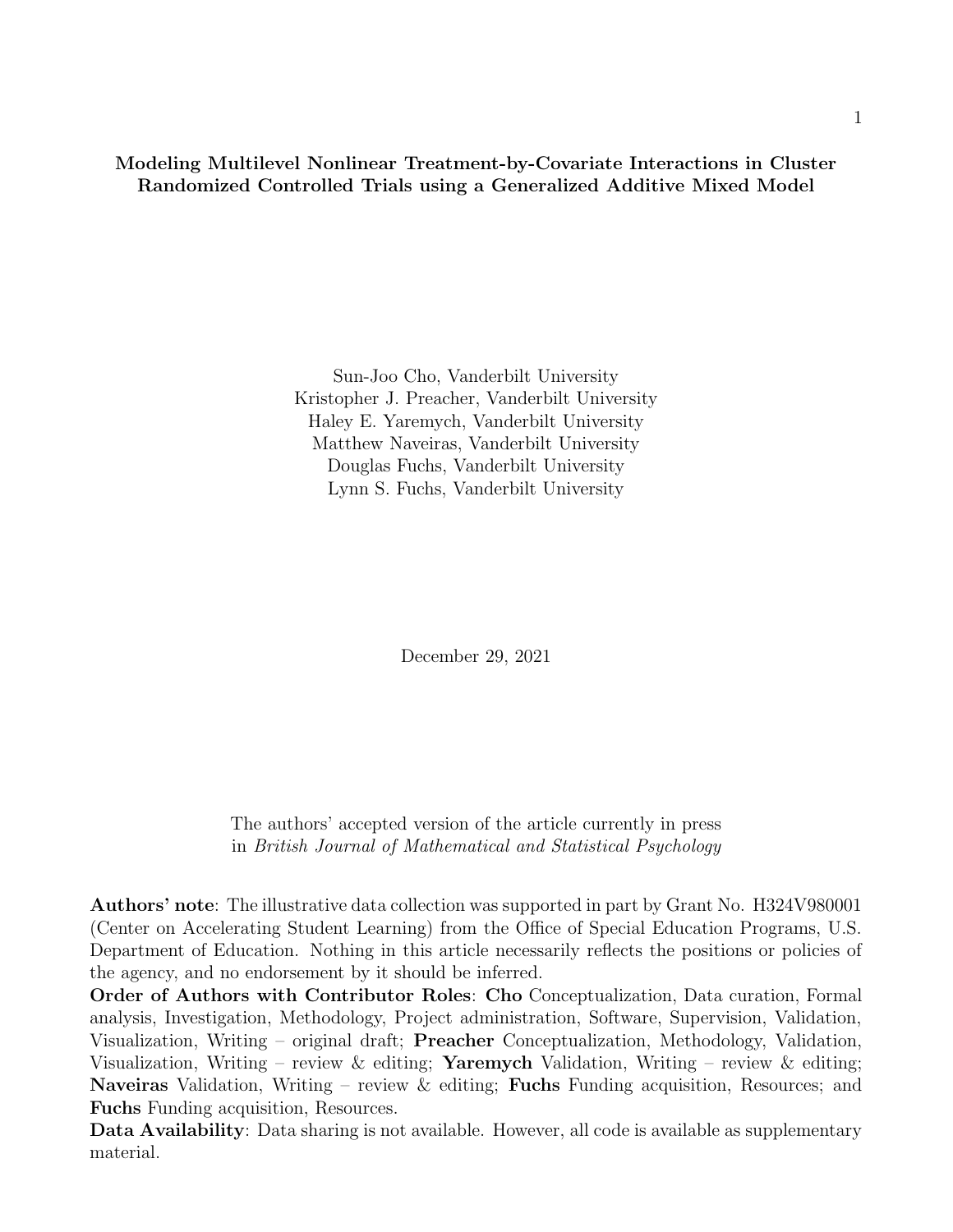**Modeling Multilevel Nonlinear Treatment-by-Covariate Interactions in Cluster Randomized Controlled Trials using a Generalized Additive Mixed Model**

Sun-Joo Cho, Vanderbilt University
Kristopher J. Preacher, Vanderbilt University
Haley E. Yaremych, Vanderbilt University
Matthew Naveiras, Vanderbilt University
Douglas Fuchs, Vanderbilt University
Lynn S. Fuchs, Vanderbilt University

December 29, 2021

The authors' accepted version of the article currently in press in *British Journal of Mathematical and Statistical Psychology*

**Authors' note**: The illustrative data collection was supported in part by Grant No. H324V980001 (Center on Accelerating Student Learning) from the Office of Special Education Programs, U.S. Department of Education. Nothing in this article necessarily reflects the positions or policies of the agency, and no endorsement by it should be inferred.

**Order of Authors with Contributor Roles**: **Cho** Conceptualization, Data curation, Formal analysis, Investigation, Methodology, Project administration, Software, Supervision, Validation, Visualization, Writing – original draft; **Preacher** Conceptualization, Methodology, Validation, Visualization, Writing – review & editing; **Yaremych** Validation, Writing – review & editing; **Naveiras** Validation, Writing – review & editing; **Fuchs** Funding acquisition, Resources; and **Fuchs** Funding acquisition, Resources.

**Data Availability**: Data sharing is not available. However, all code is available as supplementary material.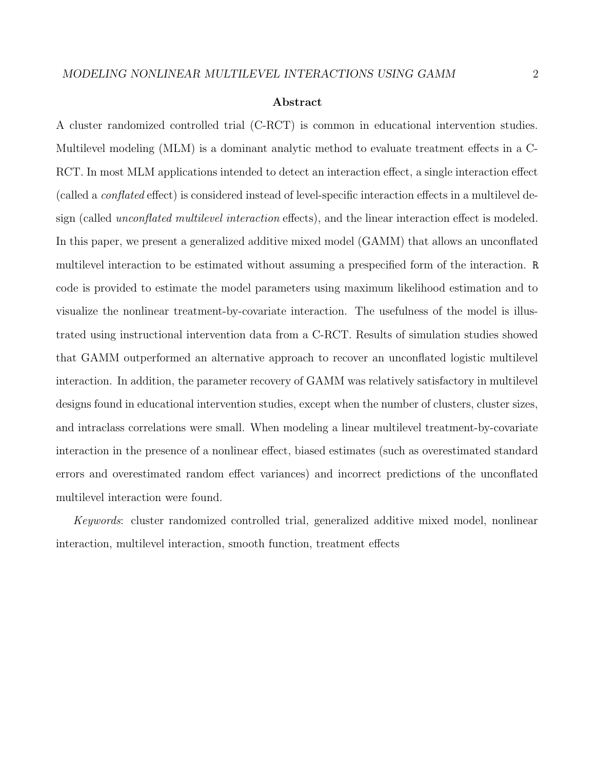## Abstract

A cluster randomized controlled trial (C-RCT) is common in educational intervention studies. Multilevel modeling (MLM) is a dominant analytic method to evaluate treatment effects in a C-RCT. In most MLM applications intended to detect an interaction effect, a single interaction effect (called a *conflated* effect) is considered instead of level-specific interaction effects in a multilevel design (called *unconflated multilevel interaction* effects), and the linear interaction effect is modeled. In this paper, we present a generalized additive mixed model (GAMM) that allows an unconflated multilevel interaction to be estimated without assuming a prespecified form of the interaction. `R` code is provided to estimate the model parameters using maximum likelihood estimation and to visualize the nonlinear treatment-by-covariate interaction. The usefulness of the model is illustrated using instructional intervention data from a C-RCT. Results of simulation studies showed that GAMM outperformed an alternative approach to recover an unconflated logistic multilevel interaction. In addition, the parameter recovery of GAMM was relatively satisfactory in multilevel designs found in educational intervention studies, except when the number of clusters, cluster sizes, and intraclass correlations were small. When modeling a linear multilevel treatment-by-covariate interaction in the presence of a nonlinear effect, biased estimates (such as overestimated standard errors and overestimated random effect variances) and incorrect predictions of the unconflated multilevel interaction were found.

*Keywords*: cluster randomized controlled trial, generalized additive mixed model, nonlinear interaction, multilevel interaction, smooth function, treatment effects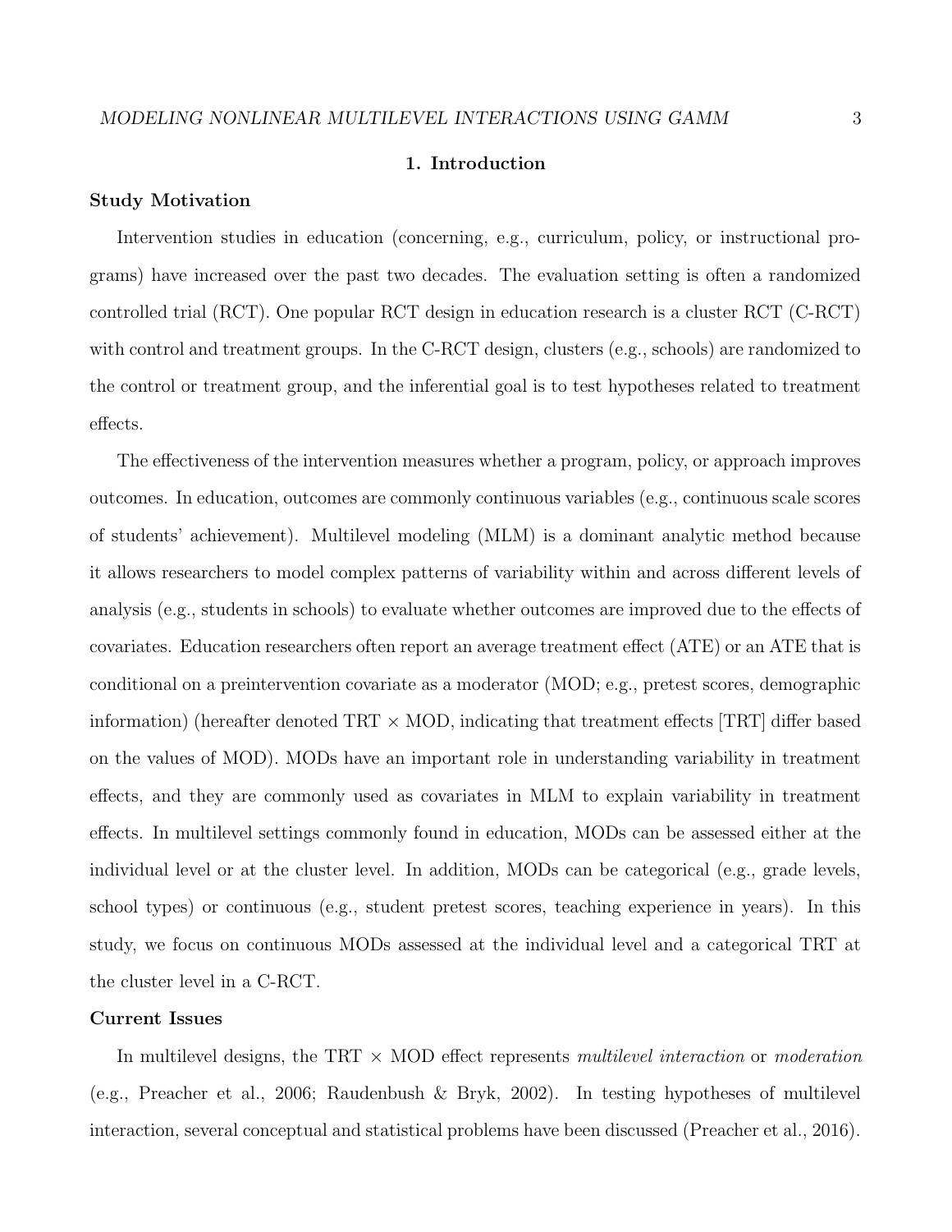# 1. Introduction

## Study Motivation

Intervention studies in education (concerning, e.g., curriculum, policy, or instructional programs) have increased over the past two decades. The evaluation setting is often a randomized controlled trial (RCT). One popular RCT design in education research is a cluster RCT (C-RCT) with control and treatment groups. In the C-RCT design, clusters (e.g., schools) are randomized to the control or treatment group, and the inferential goal is to test hypotheses related to treatment effects.

The effectiveness of the intervention measures whether a program, policy, or approach improves outcomes. In education, outcomes are commonly continuous variables (e.g., continuous scale scores of students' achievement). Multilevel modeling (MLM) is a dominant analytic method because it allows researchers to model complex patterns of variability within and across different levels of analysis (e.g., students in schools) to evaluate whether outcomes are improved due to the effects of covariates. Education researchers often report an average treatment effect (ATE) or an ATE that is conditional on a preintervention covariate as a moderator (MOD; e.g., pretest scores, demographic information) (hereafter denoted TRT × MOD, indicating that treatment effects [TRT] differ based on the values of MOD). MODs have an important role in understanding variability in treatment effects, and they are commonly used as covariates in MLM to explain variability in treatment effects. In multilevel settings commonly found in education, MODs can be assessed either at the individual level or at the cluster level. In addition, MODs can be categorical (e.g., grade levels, school types) or continuous (e.g., student pretest scores, teaching experience in years). In this study, we focus on continuous MODs assessed at the individual level and a categorical TRT at the cluster level in a C-RCT.

## Current Issues

In multilevel designs, the TRT × MOD effect represents *multilevel interaction* or *moderation* (e.g., Preacher et al., 2006; Raudenbush & Bryk, 2002). In testing hypotheses of multilevel interaction, several conceptual and statistical problems have been discussed (Preacher et al., 2016).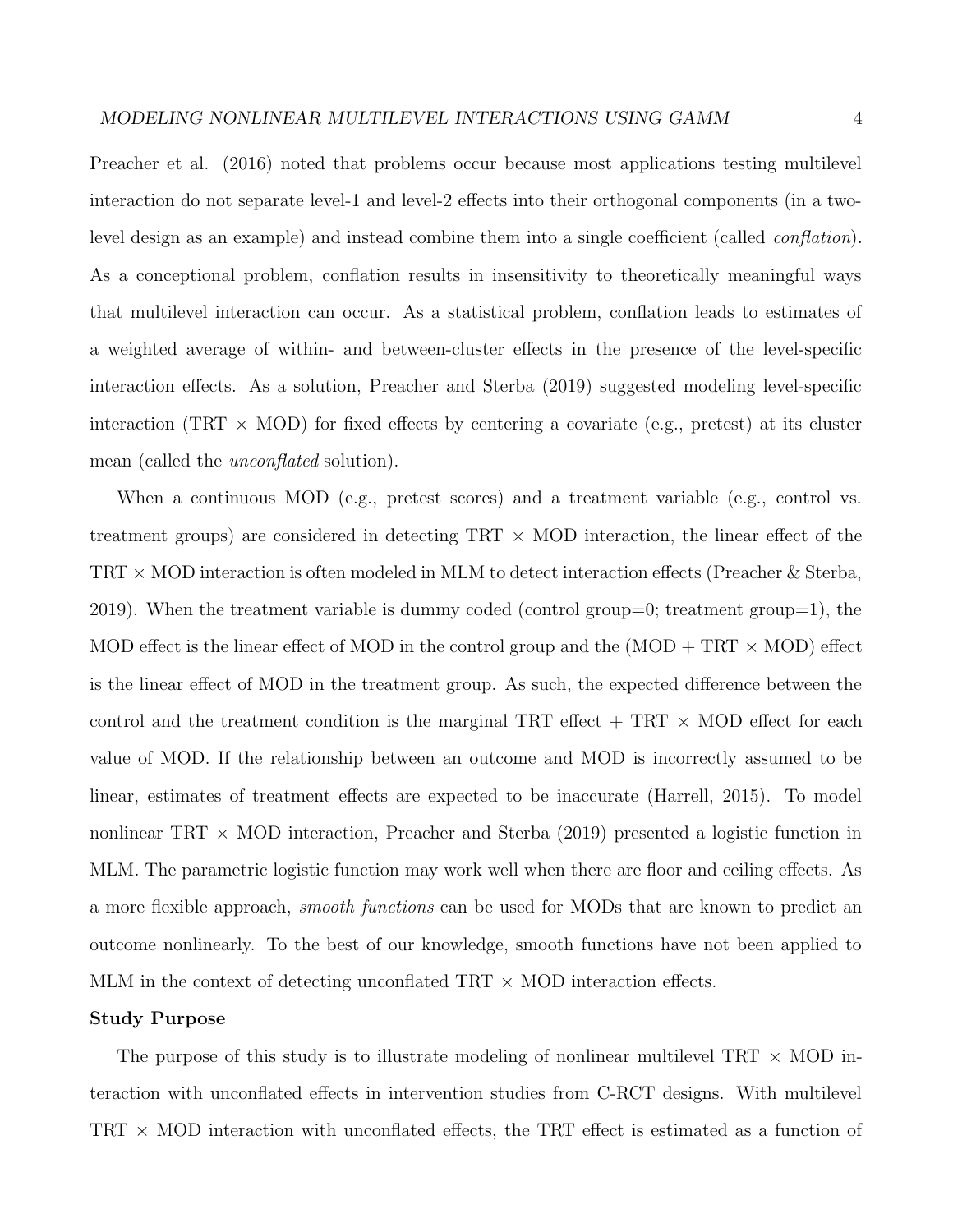Preacher et al. (2016) noted that problems occur because most applications testing multilevel interaction do not separate level-1 and level-2 effects into their orthogonal components (in a two-level design as an example) and instead combine them into a single coefficient (called *conflation*). As a conceptional problem, conflation results in insensitivity to theoretically meaningful ways that multilevel interaction can occur. As a statistical problem, conflation leads to estimates of a weighted average of within- and between-cluster effects in the presence of the level-specific interaction effects. As a solution, Preacher and Sterba (2019) suggested modeling level-specific interaction (TRT × MOD) for fixed effects by centering a covariate (e.g., pretest) at its cluster mean (called the *unconflated* solution).

When a continuous MOD (e.g., pretest scores) and a treatment variable (e.g., control vs. treatment groups) are considered in detecting TRT × MOD interaction, the linear effect of the TRT × MOD interaction is often modeled in MLM to detect interaction effects (Preacher & Sterba, 2019). When the treatment variable is dummy coded (control group=0; treatment group=1), the MOD effect is the linear effect of MOD in the control group and the (MOD + TRT × MOD) effect is the linear effect of MOD in the treatment group. As such, the expected difference between the control and the treatment condition is the marginal TRT effect + TRT × MOD effect for each value of MOD. If the relationship between an outcome and MOD is incorrectly assumed to be linear, estimates of treatment effects are expected to be inaccurate (Harrell, 2015). To model nonlinear TRT × MOD interaction, Preacher and Sterba (2019) presented a logistic function in MLM. The parametric logistic function may work well when there are floor and ceiling effects. As a more flexible approach, *smooth functions* can be used for MODs that are known to predict an outcome nonlinearly. To the best of our knowledge, smooth functions have not been applied to MLM in the context of detecting unconflated TRT × MOD interaction effects.

**Study Purpose**

The purpose of this study is to illustrate modeling of nonlinear multilevel TRT × MOD interaction with unconflated effects in intervention studies from C-RCT designs. With multilevel TRT × MOD interaction with unconflated effects, the TRT effect is estimated as a function of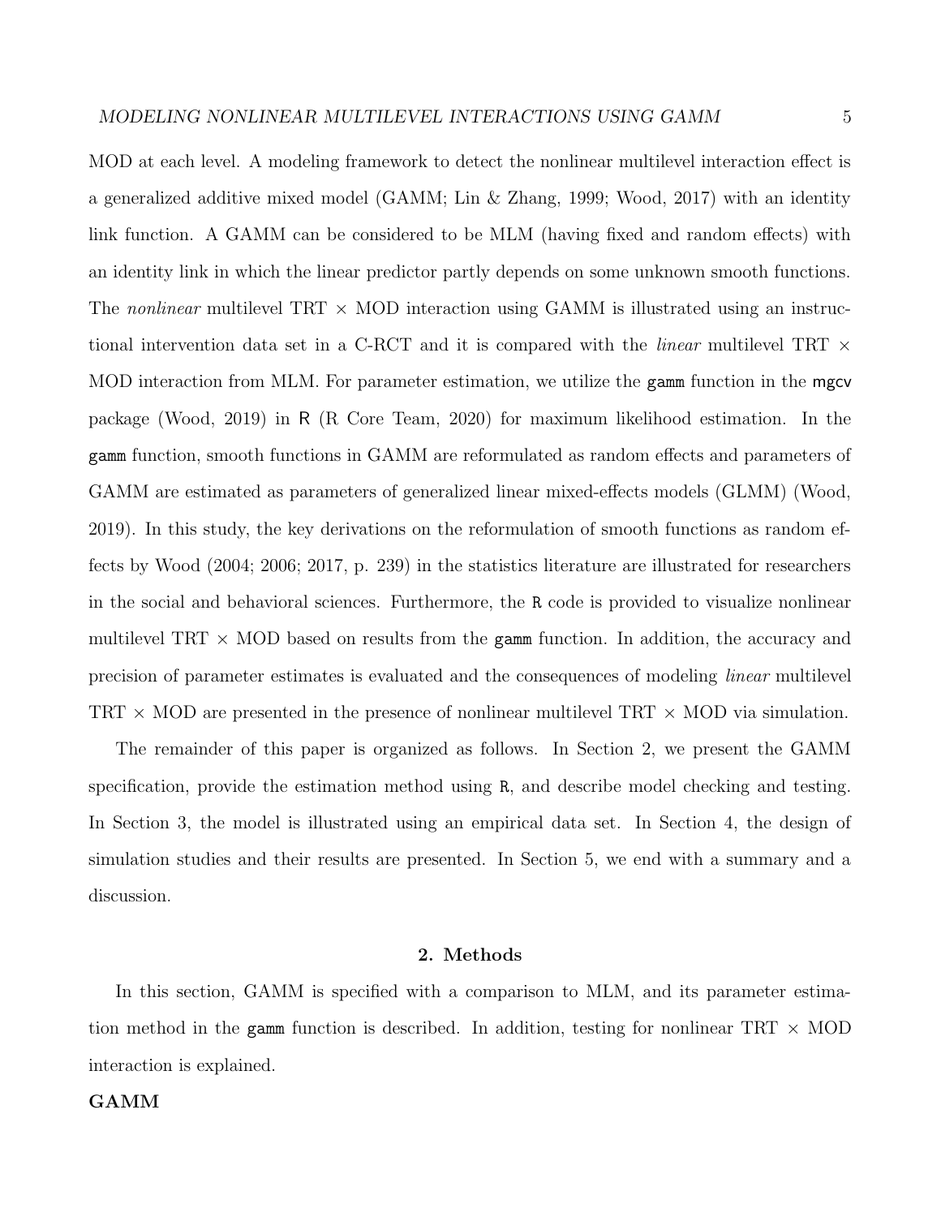MOD at each level. A modeling framework to detect the nonlinear multilevel interaction effect is a generalized additive mixed model (GAMM; Lin & Zhang, 1999; Wood, 2017) with an identity link function. A GAMM can be considered to be MLM (having fixed and random effects) with an identity link in which the linear predictor partly depends on some unknown smooth functions. The *nonlinear* multilevel TRT $\times$ MOD interaction using GAMM is illustrated using an instructional intervention data set in a C-RCT and it is compared with the *linear* multilevel TRT $\times$ MOD interaction from MLM. For parameter estimation, we utilize the `gamm` function in the `mgcv` package (Wood, 2019) in R (R Core Team, 2020) for maximum likelihood estimation. In the `gamm` function, smooth functions in GAMM are reformulated as random effects and parameters of GAMM are estimated as parameters of generalized linear mixed-effects models (GLMM) (Wood, 2019). In this study, the key derivations on the reformulation of smooth functions as random effects by Wood (2004; 2006; 2017, p. 239) in the statistics literature are illustrated for researchers in the social and behavioral sciences. Furthermore, the `R` code is provided to visualize nonlinear multilevel TRT $\times$ MOD based on results from the `gamm` function. In addition, the accuracy and precision of parameter estimates is evaluated and the consequences of modeling *linear* multilevel TRT $\times$ MOD are presented in the presence of nonlinear multilevel TRT $\times$ MOD via simulation.

The remainder of this paper is organized as follows. In Section 2, we present the GAMM specification, provide the estimation method using `R`, and describe model checking and testing. In Section 3, the model is illustrated using an empirical data set. In Section 4, the design of simulation studies and their results are presented. In Section 5, we end with a summary and a discussion.

## 2. Methods

In this section, GAMM is specified with a comparison to MLM, and its parameter estimation method in the `gamm` function is described. In addition, testing for nonlinear TRT $\times$ MOD interaction is explained.

### GAMM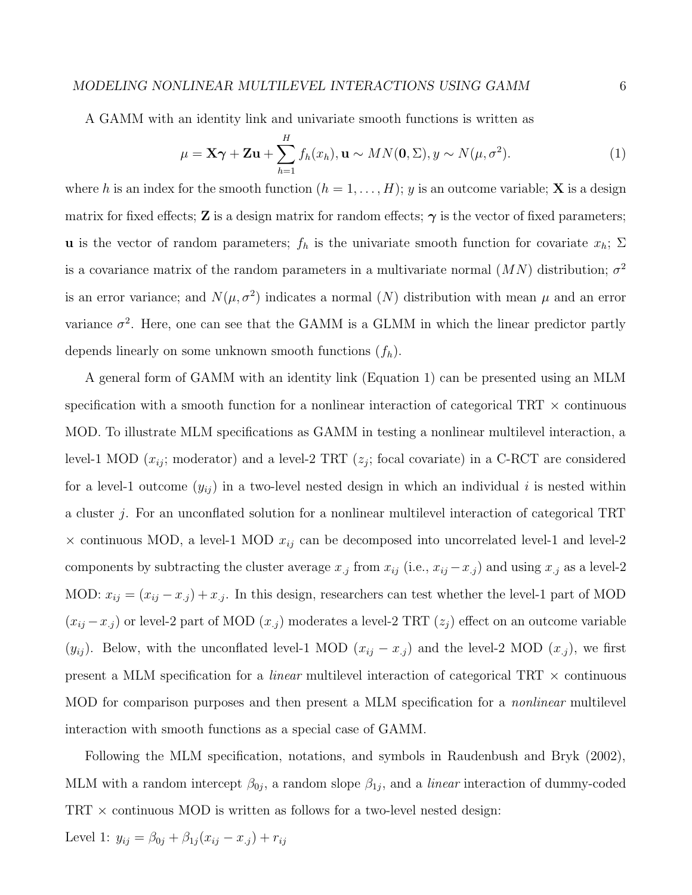A GAMM with an identity link and univariate smooth functions is written as

$$\mu = \mathbf{X}\boldsymbol{\gamma} + \mathbf{Z}\mathbf{u} + \sum_{h=1}^{H} f_h(x_h), \mathbf{u} \sim MN(\mathbf{0}, \Sigma), y \sim N(\mu, \sigma^2). \tag{1}$$

where $h$ is an index for the smooth function ($h = 1, \ldots, H$); $y$ is an outcome variable; $\mathbf{X}$ is a design matrix for fixed effects; $\mathbf{Z}$ is a design matrix for random effects; $\boldsymbol{\gamma}$ is the vector of fixed parameters; $\mathbf{u}$ is the vector of random parameters; $f_h$ is the univariate smooth function for covariate $x_h$; $\Sigma$ is a covariance matrix of the random parameters in a multivariate normal ($MN$) distribution; $\sigma^2$ is an error variance; and $N(\mu, \sigma^2)$ indicates a normal ($N$) distribution with mean $\mu$ and an error variance $\sigma^2$. Here, one can see that the GAMM is a GLMM in which the linear predictor partly depends linearly on some unknown smooth functions ($f_h$).

A general form of GAMM with an identity link (Equation 1) can be presented using an MLM specification with a smooth function for a nonlinear interaction of categorical TRT × continuous MOD. To illustrate MLM specifications as GAMM in testing a nonlinear multilevel interaction, a level-1 MOD ($x_{ij}$; moderator) and a level-2 TRT ($z_j$; focal covariate) in a C-RCT are considered for a level-1 outcome ($y_{ij}$) in a two-level nested design in which an individual $i$ is nested within a cluster $j$. For an unconflated solution for a nonlinear multilevel interaction of categorical TRT × continuous MOD, a level-1 MOD $x_{ij}$ can be decomposed into uncorrelated level-1 and level-2 components by subtracting the cluster average $x_{.j}$ from $x_{ij}$ (i.e., $x_{ij} - x_{.j}$) and using $x_{.j}$ as a level-2 MOD: $x_{ij} = (x_{ij} - x_{.j}) + x_{.j}$. In this design, researchers can test whether the level-1 part of MOD ($x_{ij} - x_{.j}$) or level-2 part of MOD ($x_{.j}$) moderates a level-2 TRT ($z_j$) effect on an outcome variable ($y_{ij}$). Below, with the unconflated level-1 MOD ($x_{ij} - x_{.j}$) and the level-2 MOD ($x_{.j}$), we first present a MLM specification for a *linear* multilevel interaction of categorical TRT × continuous MOD for comparison purposes and then present a MLM specification for a *nonlinear* multilevel interaction with smooth functions as a special case of GAMM.

Following the MLM specification, notations, and symbols in Raudenbush and Bryk (2002), MLM with a random intercept $\beta_{0j}$, a random slope $\beta_{1j}$, and a *linear* interaction of dummy-coded TRT × continuous MOD is written as follows for a two-level nested design:

Level 1: $y_{ij} = \beta_{0j} + \beta_{1j}(x_{ij} - x_{.j}) + r_{ij}$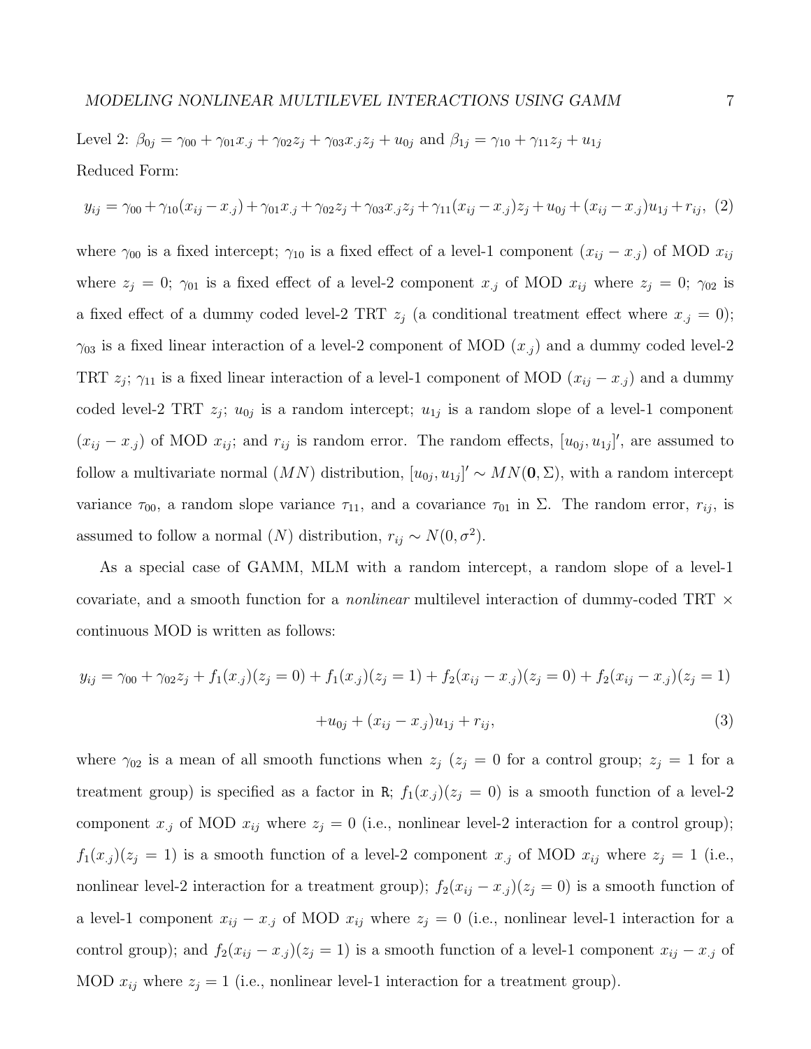Level 2: $\beta_{0j} = \gamma_{00} + \gamma_{01}x_{.j} + \gamma_{02}z_j + \gamma_{03}x_{.j}z_j + u_{0j}$ and $\beta_{1j} = \gamma_{10} + \gamma_{11}z_j + u_{1j}$

Reduced Form:

$$y_{ij} = \gamma_{00} + \gamma_{10}(x_{ij} - x_{.j}) + \gamma_{01}x_{.j} + \gamma_{02}z_j + \gamma_{03}x_{.j}z_j + \gamma_{11}(x_{ij} - x_{.j})z_j + u_{0j} + (x_{ij} - x_{.j})u_{1j} + r_{ij}, \tag{2}$$

where $\gamma_{00}$ is a fixed intercept; $\gamma_{10}$ is a fixed effect of a level-1 component $(x_{ij} - x_{.j})$ of MOD $x_{ij}$ where $z_j = 0$; $\gamma_{01}$ is a fixed effect of a level-2 component $x_{.j}$ of MOD $x_{ij}$ where $z_j = 0$; $\gamma_{02}$ is a fixed effect of a dummy coded level-2 TRT $z_j$ (a conditional treatment effect where $x_{.j} = 0$); $\gamma_{03}$ is a fixed linear interaction of a level-2 component of MOD $(x_{.j})$ and a dummy coded level-2 TRT $z_j$; $\gamma_{11}$ is a fixed linear interaction of a level-1 component of MOD $(x_{ij} - x_{.j})$ and a dummy coded level-2 TRT $z_j$; $u_{0j}$ is a random intercept; $u_{1j}$ is a random slope of a level-1 component $(x_{ij} - x_{.j})$ of MOD $x_{ij}$; and $r_{ij}$ is random error. The random effects, $[u_{0j}, u_{1j}]'$, are assumed to follow a multivariate normal $(MN)$ distribution, $[u_{0j}, u_{1j}]' \sim MN(\mathbf{0}, \Sigma)$, with a random intercept variance $\tau_{00}$, a random slope variance $\tau_{11}$, and a covariance $\tau_{01}$ in $\Sigma$. The random error, $r_{ij}$, is assumed to follow a normal $(N)$ distribution, $r_{ij} \sim N(0, \sigma^2)$.

As a special case of GAMM, MLM with a random intercept, a random slope of a level-1 covariate, and a smooth function for a *nonlinear* multilevel interaction of dummy-coded TRT $\times$ continuous MOD is written as follows:

$$y_{ij} = \gamma_{00} + \gamma_{02}z_j + f_1(x_{.j})(z_j = 0) + f_1(x_{.j})(z_j = 1) + f_2(x_{ij} - x_{.j})(z_j = 0) + f_2(x_{ij} - x_{.j})(z_j = 1)$$

$$+ u_{0j} + (x_{ij} - x_{.j})u_{1j} + r_{ij}, \tag{3}$$

where $\gamma_{02}$ is a mean of all smooth functions when $z_j$ ($z_j = 0$ for a control group; $z_j = 1$ for a treatment group) is specified as a factor in R; $f_1(x_{.j})(z_j = 0)$ is a smooth function of a level-2 component $x_{.j}$ of MOD $x_{ij}$ where $z_j = 0$ (i.e., nonlinear level-2 interaction for a control group); $f_1(x_{.j})(z_j = 1)$ is a smooth function of a level-2 component $x_{.j}$ of MOD $x_{ij}$ where $z_j = 1$ (i.e., nonlinear level-2 interaction for a treatment group); $f_2(x_{ij} - x_{.j})(z_j = 0)$ is a smooth function of a level-1 component $x_{ij} - x_{.j}$ of MOD $x_{ij}$ where $z_j = 0$ (i.e., nonlinear level-1 interaction for a control group); and $f_2(x_{ij} - x_{.j})(z_j = 1)$ is a smooth function of a level-1 component $x_{ij} - x_{.j}$ of MOD $x_{ij}$ where $z_j = 1$ (i.e., nonlinear level-1 interaction for a treatment group).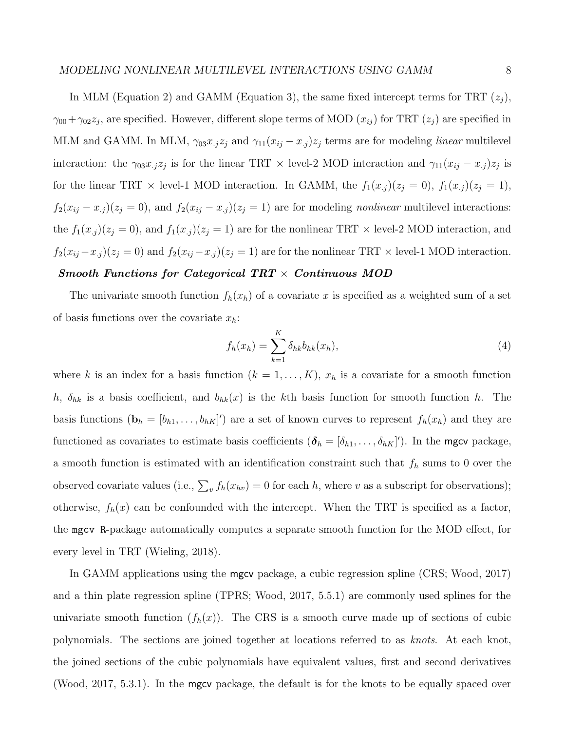In MLM (Equation 2) and GAMM (Equation 3), the same fixed intercept terms for TRT ($z_j$), $\gamma_{00}+\gamma_{02}z_j$, are specified. However, different slope terms of MOD ($x_{ij}$) for TRT ($z_j$) are specified in MLM and GAMM. In MLM, $\gamma_{03}x_{.j}z_j$ and $\gamma_{11}(x_{ij}-x_{.j})z_j$ terms are for modeling *linear* multilevel interaction: the $\gamma_{03}x_{.j}z_j$ is for the linear TRT × level-2 MOD interaction and $\gamma_{11}(x_{ij}-x_{.j})z_j$ is for the linear TRT × level-1 MOD interaction. In GAMM, the $f_1(x_{.j})(z_j=0)$, $f_1(x_{.j})(z_j=1)$, $f_2(x_{ij}-x_{.j})(z_j=0)$, and $f_2(x_{ij}-x_{.j})(z_j=1)$ are for modeling *nonlinear* multilevel interactions: the $f_1(x_{.j})(z_j=0)$, and $f_1(x_{.j})(z_j=1)$ are for the nonlinear TRT × level-2 MOD interaction, and $f_2(x_{ij}-x_{.j})(z_j=0)$ and $f_2(x_{ij}-x_{.j})(z_j=1)$ are for the nonlinear TRT × level-1 MOD interaction.

### ***Smooth Functions for Categorical TRT × Continuous MOD***

The univariate smooth function $f_h(x_h)$ of a covariate $x$ is specified as a weighted sum of a set of basis functions over the covariate $x_h$:

$$f_h(x_h)=\sum_{k=1}^{K}\delta_{hk}b_{hk}(x_h), \tag{4}$$

where $k$ is an index for a basis function ($k=1,\ldots,K$), $x_h$ is a covariate for a smooth function $h$, $\delta_{hk}$ is a basis coefficient, and $b_{hk}(x)$ is the $k$th basis function for smooth function $h$. The basis functions ($\mathbf{b}_h=[b_{h1},\ldots,b_{hK}]'$) are a set of known curves to represent $f_h(x_h)$ and they are functioned as covariates to estimate basis coefficients ($\boldsymbol{\delta}_h=[\delta_{h1},\ldots,\delta_{hK}]'$). In the mgcv package, a smooth function is estimated with an identification constraint such that $f_h$ sums to 0 over the observed covariate values (i.e., $\sum_v f_h(x_{hv})=0$ for each $h$, where $v$ as a subscript for observations); otherwise, $f_h(x)$ can be confounded with the intercept. When the TRT is specified as a factor, the mgcv R-package automatically computes a separate smooth function for the MOD effect, for every level in TRT (Wieling, 2018).

In GAMM applications using the mgcv package, a cubic regression spline (CRS; Wood, 2017) and a thin plate regression spline (TPRS; Wood, 2017, 5.5.1) are commonly used splines for the univariate smooth function ($f_h(x)$). The CRS is a smooth curve made up of sections of cubic polynomials. The sections are joined together at locations referred to as *knots*. At each knot, the joined sections of the cubic polynomials have equivalent values, first and second derivatives (Wood, 2017, 5.3.1). In the mgcv package, the default is for the knots to be equally spaced over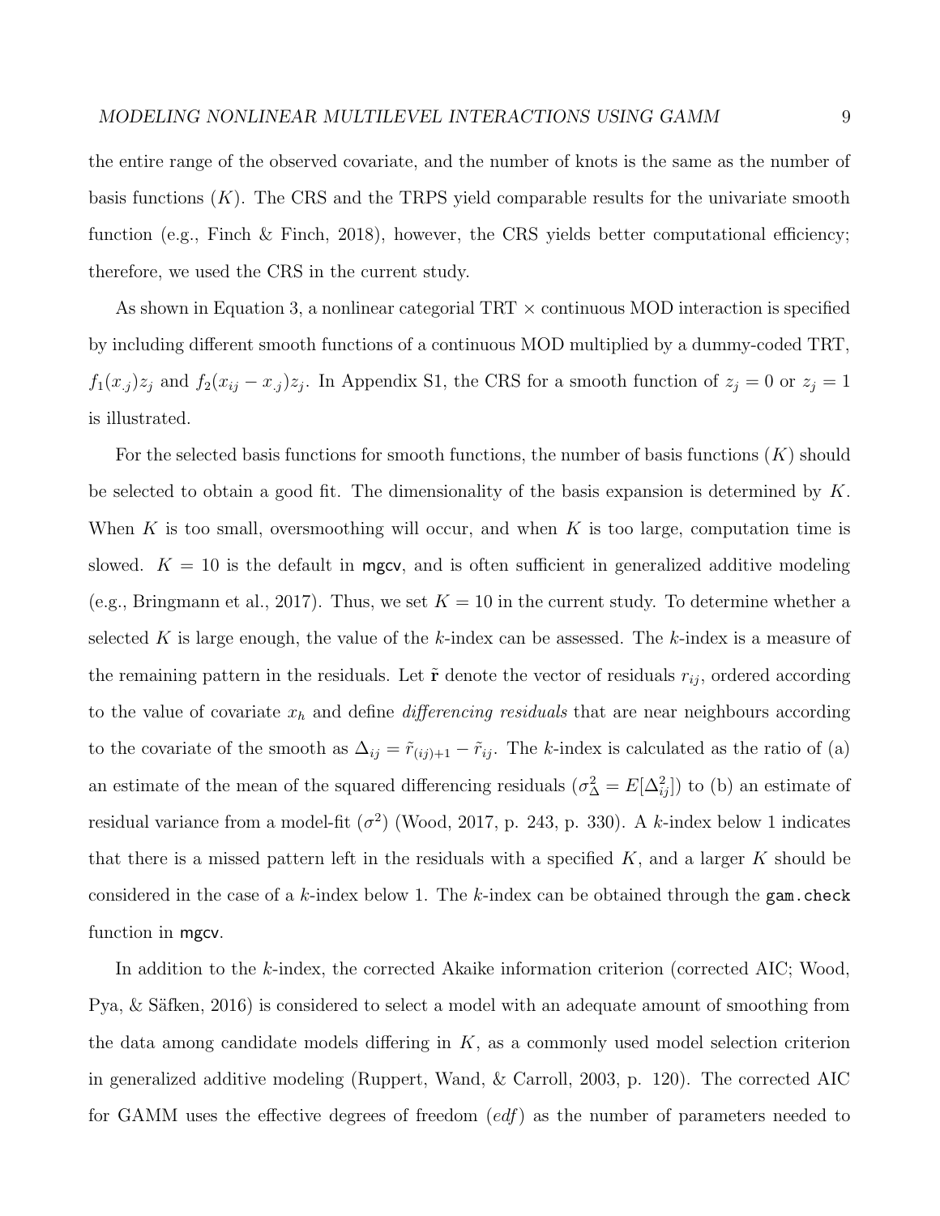the entire range of the observed covariate, and the number of knots is the same as the number of basis functions ($K$). The CRS and the TRPS yield comparable results for the univariate smooth function (e.g., Finch & Finch, 2018), however, the CRS yields better computational efficiency; therefore, we used the CRS in the current study.

As shown in Equation 3, a nonlinear categorial TRT × continuous MOD interaction is specified by including different smooth functions of a continuous MOD multiplied by a dummy-coded TRT, $f_1(x_{\cdot j})z_j$ and $f_2(x_{ij} - x_{\cdot j})z_j$. In Appendix S1, the CRS for a smooth function of $z_j = 0$ or $z_j = 1$ is illustrated.

For the selected basis functions for smooth functions, the number of basis functions ($K$) should be selected to obtain a good fit. The dimensionality of the basis expansion is determined by $K$. When $K$ is too small, oversmoothing will occur, and when $K$ is too large, computation time is slowed. $K = 10$ is the default in mgcv, and is often sufficient in generalized additive modeling (e.g., Bringmann et al., 2017). Thus, we set $K = 10$ in the current study. To determine whether a selected $K$ is large enough, the value of the $k$-index can be assessed. The $k$-index is a measure of the remaining pattern in the residuals. Let $\tilde{\mathbf{r}}$ denote the vector of residuals $r_{ij}$, ordered according to the value of covariate $x_h$ and define *differencing residuals* that are near neighbours according to the covariate of the smooth as $\Delta_{ij} = \tilde{r}_{(ij)+1} - \tilde{r}_{ij}$. The $k$-index is calculated as the ratio of (a) an estimate of the mean of the squared differencing residuals ($\sigma^2_\Delta = E[\Delta^2_{ij}]$) to (b) an estimate of residual variance from a model-fit ($\sigma^2$) (Wood, 2017, p. 243, p. 330). A $k$-index below 1 indicates that there is a missed pattern left in the residuals with a specified $K$, and a larger $K$ should be considered in the case of a $k$-index below 1. The $k$-index can be obtained through the `gam.check` function in mgcv.

In addition to the $k$-index, the corrected Akaike information criterion (corrected AIC; Wood, Pya, & Säfken, 2016) is considered to select a model with an adequate amount of smoothing from the data among candidate models differing in $K$, as a commonly used model selection criterion in generalized additive modeling (Ruppert, Wand, & Carroll, 2003, p. 120). The corrected AIC for GAMM uses the effective degrees of freedom (*edf*) as the number of parameters needed to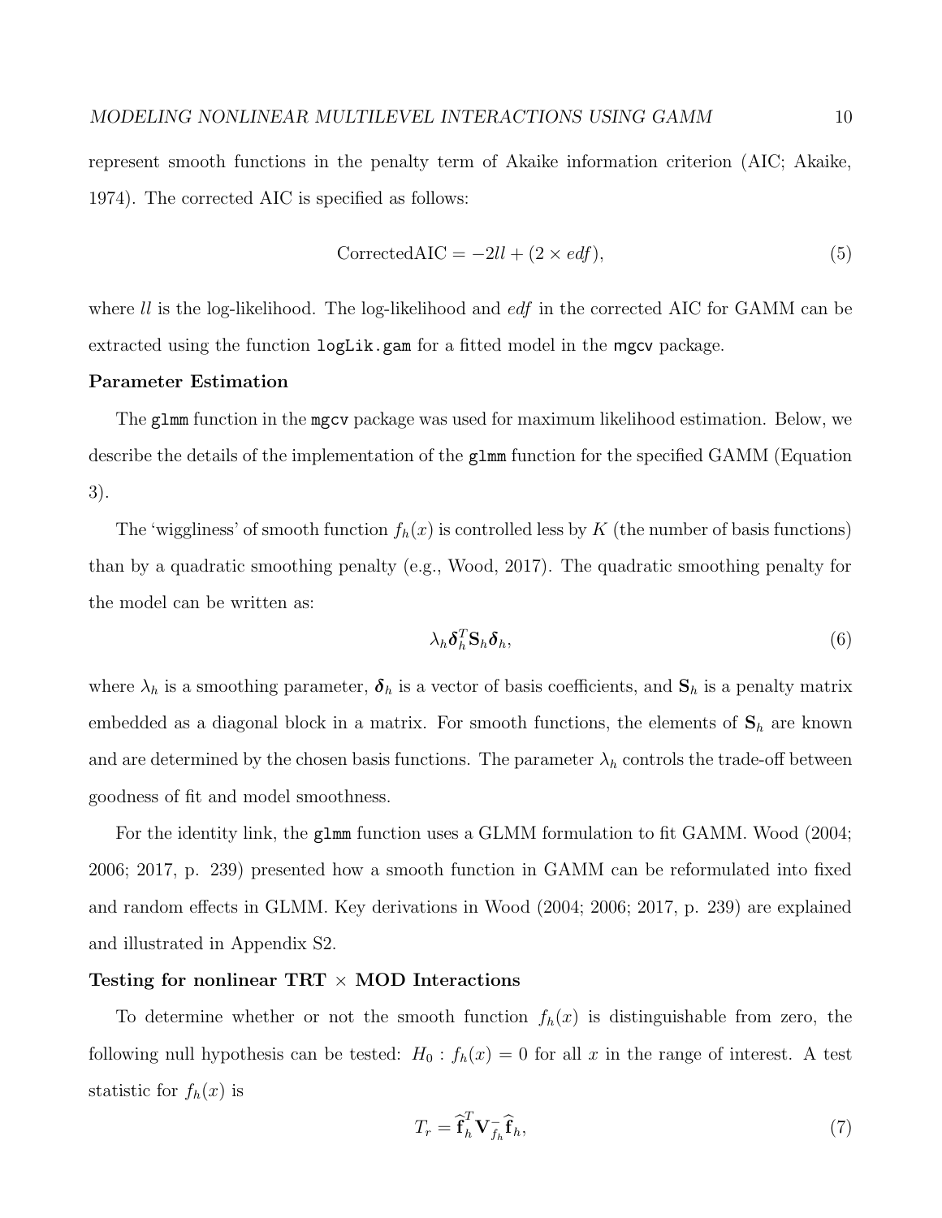represent smooth functions in the penalty term of Akaike information criterion (AIC; Akaike, 1974). The corrected AIC is specified as follows:

$$\text{CorrectedAIC} = -2ll + (2 \times edf), \tag{5}$$

where $ll$ is the log-likelihood. The log-likelihood and $edf$ in the corrected AIC for GAMM can be extracted using the function `logLik.gam` for a fitted model in the `mgcv` package.

**Parameter Estimation**

The `glmm` function in the `mgcv` package was used for maximum likelihood estimation. Below, we describe the details of the implementation of the `glmm` function for the specified GAMM (Equation 3).

The 'wiggliness' of smooth function $f_h(x)$ is controlled less by $K$ (the number of basis functions) than by a quadratic smoothing penalty (e.g., Wood, 2017). The quadratic smoothing penalty for the model can be written as:

$$\lambda_h \boldsymbol{\delta}_h^T \mathbf{S}_h \boldsymbol{\delta}_h, \tag{6}$$

where $\lambda_h$ is a smoothing parameter, $\boldsymbol{\delta}_h$ is a vector of basis coefficients, and $\mathbf{S}_h$ is a penalty matrix embedded as a diagonal block in a matrix. For smooth functions, the elements of $\mathbf{S}_h$ are known and are determined by the chosen basis functions. The parameter $\lambda_h$ controls the trade-off between goodness of fit and model smoothness.

For the identity link, the `glmm` function uses a GLMM formulation to fit GAMM. Wood (2004; 2006; 2017, p. 239) presented how a smooth function in GAMM can be reformulated into fixed and random effects in GLMM. Key derivations in Wood (2004; 2006; 2017, p. 239) are explained and illustrated in Appendix S2.

**Testing for nonlinear TRT $\times$ MOD Interactions**

To determine whether or not the smooth function $f_h(x)$ is distinguishable from zero, the following null hypothesis can be tested: $H_0 : f_h(x) = 0$ for all $x$ in the range of interest. A test statistic for $f_h(x)$ is

$$T_r = \widehat{\mathbf{f}}_h^T \mathbf{V}_{f_h}^{-} \widehat{\mathbf{f}}_h, \tag{7}$$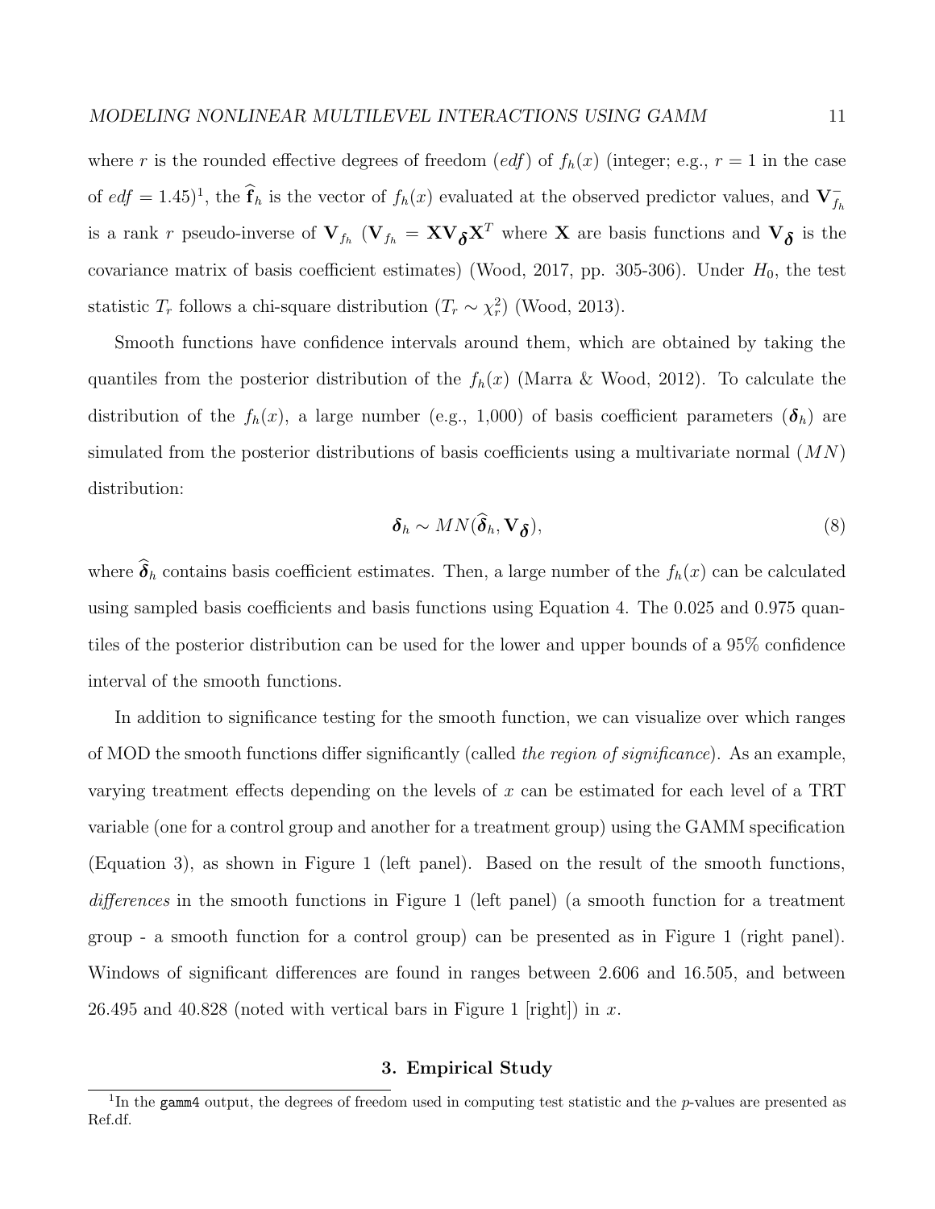where $r$ is the rounded effective degrees of freedom (*edf*) of $f_h(x)$ (integer; e.g., $r = 1$ in the case of $edf = 1.45$)[1], the $\widehat{\mathbf{f}}_h$ is the vector of $f_h(x)$ evaluated at the observed predictor values, and $\mathbf{V}_{f_h}^{-}$ is a rank $r$ pseudo-inverse of $\mathbf{V}_{f_h}$ ($\mathbf{V}_{f_h} = \mathbf{X}\mathbf{V}_{\boldsymbol{\delta}}\mathbf{X}^T$ where $\mathbf{X}$ are basis functions and $\mathbf{V}_{\boldsymbol{\delta}}$ is the covariance matrix of basis coefficient estimates) (Wood, 2017, pp. 305-306). Under $H_0$, the test statistic $T_r$ follows a chi-square distribution ($T_r \sim \chi^2_r$) (Wood, 2013).

Smooth functions have confidence intervals around them, which are obtained by taking the quantiles from the posterior distribution of the $f_h(x)$ (Marra & Wood, 2012). To calculate the distribution of the $f_h(x)$, a large number (e.g., 1,000) of basis coefficient parameters ($\boldsymbol{\delta}_h$) are simulated from the posterior distributions of basis coefficients using a multivariate normal ($MN$) distribution:

$$\boldsymbol{\delta}_h \sim MN(\widehat{\boldsymbol{\delta}}_h, \mathbf{V}_{\boldsymbol{\delta}}), \tag{8}$$

where $\widehat{\boldsymbol{\delta}}_h$ contains basis coefficient estimates. Then, a large number of the $f_h(x)$ can be calculated using sampled basis coefficients and basis functions using Equation 4. The 0.025 and 0.975 quantiles of the posterior distribution can be used for the lower and upper bounds of a 95% confidence interval of the smooth functions.

In addition to significance testing for the smooth function, we can visualize over which ranges of MOD the smooth functions differ significantly (called *the region of significance*). As an example, varying treatment effects depending on the levels of $x$ can be estimated for each level of a TRT variable (one for a control group and another for a treatment group) using the GAMM specification (Equation 3), as shown in Figure 1 (left panel). Based on the result of the smooth functions, *differences* in the smooth functions in Figure 1 (left panel) (a smooth function for a treatment group - a smooth function for a control group) can be presented as in Figure 1 (right panel). Windows of significant differences are found in ranges between 2.606 and 16.505, and between 26.495 and 40.828 (noted with vertical bars in Figure 1 [right]) in $x$.

## 3. Empirical Study

[1] In the `gamm4` output, the degrees of freedom used in computing test statistic and the $p$-values are presented as Ref.df.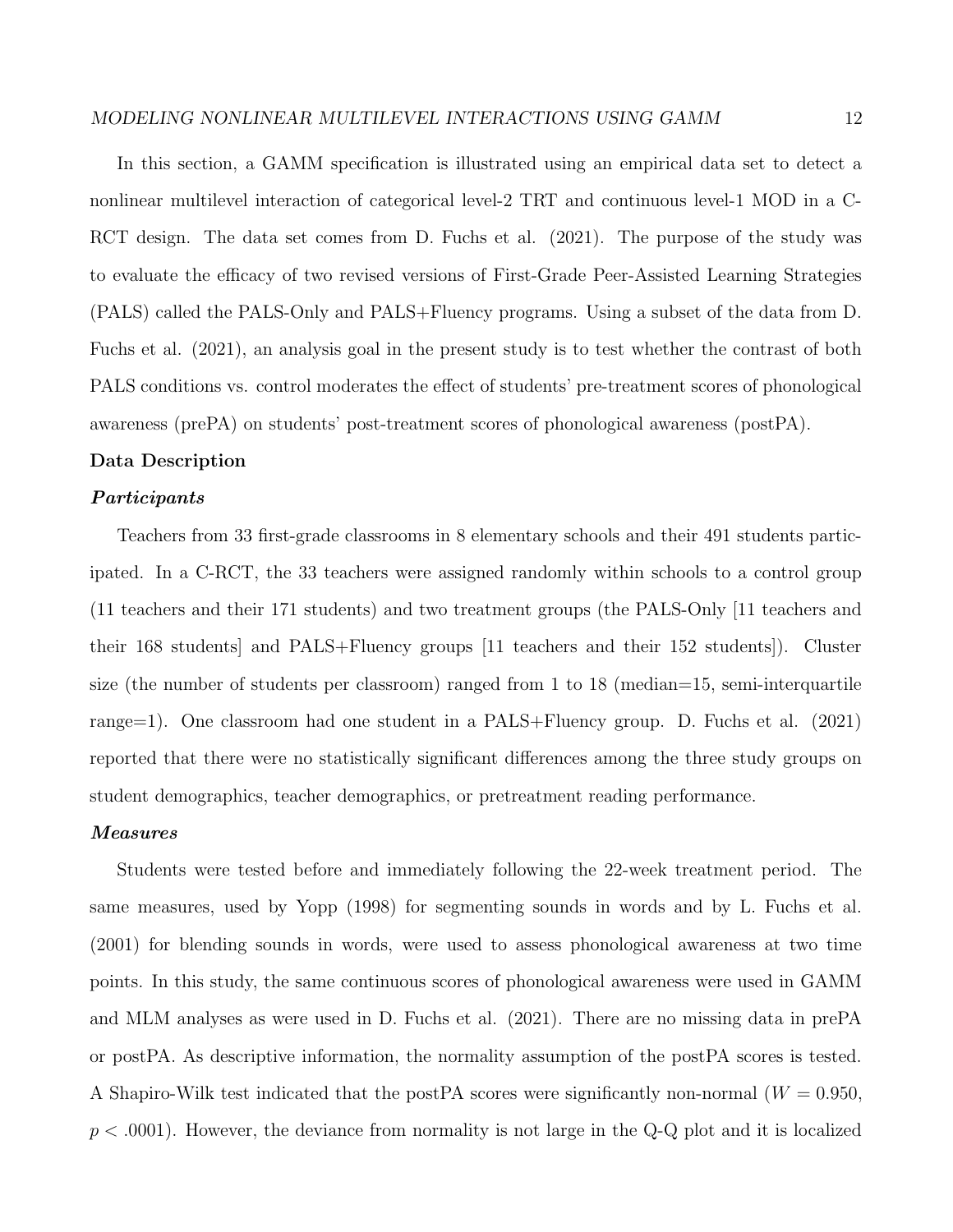In this section, a GAMM specification is illustrated using an empirical data set to detect a nonlinear multilevel interaction of categorical level-2 TRT and continuous level-1 MOD in a C-RCT design. The data set comes from D. Fuchs et al. (2021). The purpose of the study was to evaluate the efficacy of two revised versions of First-Grade Peer-Assisted Learning Strategies (PALS) called the PALS-Only and PALS+Fluency programs. Using a subset of the data from D. Fuchs et al. (2021), an analysis goal in the present study is to test whether the contrast of both PALS conditions vs. control moderates the effect of students' pre-treatment scores of phonological awareness (prePA) on students' post-treatment scores of phonological awareness (postPA).

## Data Description

### *Participants*

Teachers from 33 first-grade classrooms in 8 elementary schools and their 491 students participated. In a C-RCT, the 33 teachers were assigned randomly within schools to a control group (11 teachers and their 171 students) and two treatment groups (the PALS-Only [11 teachers and their 168 students] and PALS+Fluency groups [11 teachers and their 152 students]). Cluster size (the number of students per classroom) ranged from 1 to 18 (median=15, semi-interquartile range=1). One classroom had one student in a PALS+Fluency group. D. Fuchs et al. (2021) reported that there were no statistically significant differences among the three study groups on student demographics, teacher demographics, or pretreatment reading performance.

### *Measures*

Students were tested before and immediately following the 22-week treatment period. The same measures, used by Yopp (1998) for segmenting sounds in words and by L. Fuchs et al. (2001) for blending sounds in words, were used to assess phonological awareness at two time points. In this study, the same continuous scores of phonological awareness were used in GAMM and MLM analyses as were used in D. Fuchs et al. (2021). There are no missing data in prePA or postPA. As descriptive information, the normality assumption of the postPA scores is tested. A Shapiro-Wilk test indicated that the postPA scores were significantly non-normal ($W = 0.950$, $p < .0001$). However, the deviance from normality is not large in the Q-Q plot and it is localized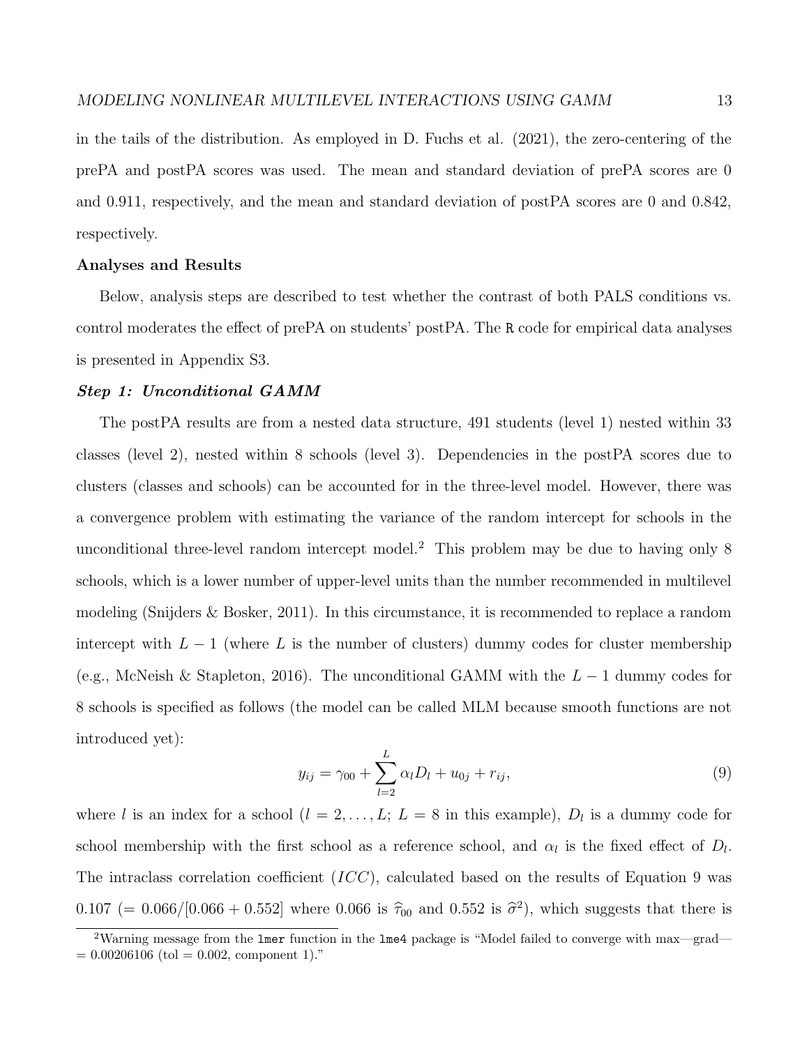in the tails of the distribution. As employed in D. Fuchs et al. (2021), the zero-centering of the prePA and postPA scores was used. The mean and standard deviation of prePA scores are 0 and 0.911, respectively, and the mean and standard deviation of postPA scores are 0 and 0.842, respectively.

## Analyses and Results

Below, analysis steps are described to test whether the contrast of both PALS conditions vs. control moderates the effect of prePA on students' postPA. The `R` code for empirical data analyses is presented in Appendix S3.

### *Step 1: Unconditional GAMM*

The postPA results are from a nested data structure, 491 students (level 1) nested within 33 classes (level 2), nested within 8 schools (level 3). Dependencies in the postPA scores due to clusters (classes and schools) can be accounted for in the three-level model. However, there was a convergence problem with estimating the variance of the random intercept for schools in the unconditional three-level random intercept model.[2] This problem may be due to having only 8 schools, which is a lower number of upper-level units than the number recommended in multilevel modeling (Snijders & Bosker, 2011). In this circumstance, it is recommended to replace a random intercept with $L-1$ (where $L$ is the number of clusters) dummy codes for cluster membership (e.g., McNeish & Stapleton, 2016). The unconditional GAMM with the $L-1$ dummy codes for 8 schools is specified as follows (the model can be called MLM because smooth functions are not introduced yet):

$$y_{ij} = \gamma_{00} + \sum_{l=2}^{L} \alpha_l D_l + u_{0j} + r_{ij}, \tag{9}$$

where $l$ is an index for a school ($l = 2, \ldots, L$; $L = 8$ in this example), $D_l$ is a dummy code for school membership with the first school as a reference school, and $\alpha_l$ is the fixed effect of $D_l$. The intraclass correlation coefficient ($ICC$), calculated based on the results of Equation 9 was 0.107 ($= 0.066/[0.066 + 0.552]$ where 0.066 is $\hat{\tau}_{00}$ and 0.552 is $\hat{\sigma}^2$), which suggests that there is

[2]Warning message from the `lmer` function in the `lme4` package is "Model failed to converge with max—grad— = 0.00206106 (tol = 0.002, component 1)."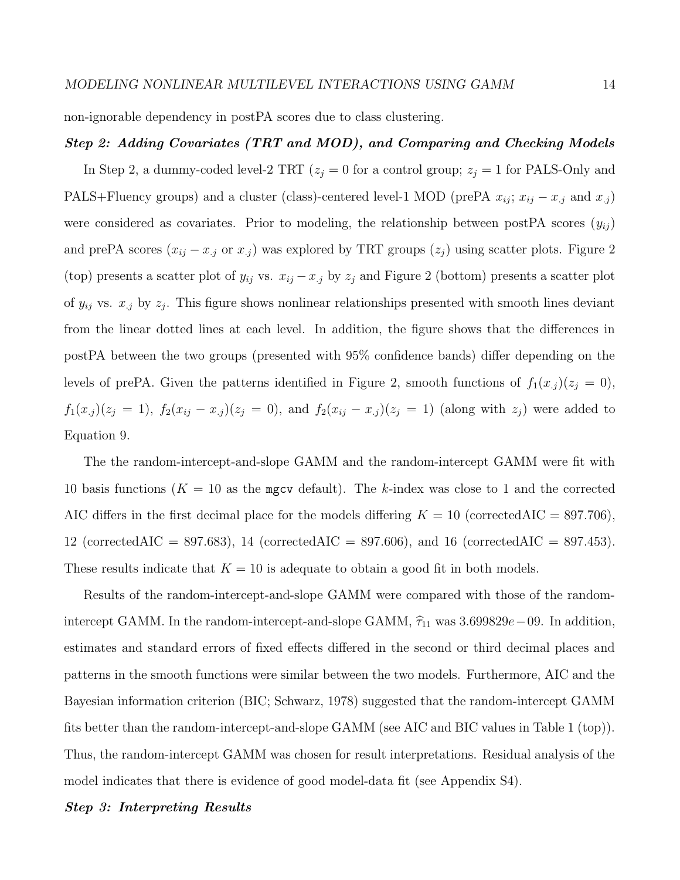non-ignorable dependency in postPA scores due to class clustering.

***Step 2: Adding Covariates (TRT and MOD), and Comparing and Checking Models***

In Step 2, a dummy-coded level-2 TRT ($z_j = 0$ for a control group; $z_j = 1$ for PALS-Only and PALS+Fluency groups) and a cluster (class)-centered level-1 MOD (prePA $x_{ij}$; $x_{ij} - x_{.j}$ and $x_{.j}$) were considered as covariates. Prior to modeling, the relationship between postPA scores ($y_{ij}$) and prePA scores ($x_{ij} - x_{.j}$ or $x_{.j}$) was explored by TRT groups ($z_j$) using scatter plots. Figure 2 (top) presents a scatter plot of $y_{ij}$ vs. $x_{ij} - x_{.j}$ by $z_j$ and Figure 2 (bottom) presents a scatter plot of $y_{ij}$ vs. $x_{.j}$ by $z_j$. This figure shows nonlinear relationships presented with smooth lines deviant from the linear dotted lines at each level. In addition, the figure shows that the differences in postPA between the two groups (presented with 95% confidence bands) differ depending on the levels of prePA. Given the patterns identified in Figure 2, smooth functions of $f_1(x_{.j})(z_j = 0)$, $f_1(x_{.j})(z_j = 1)$, $f_2(x_{ij} - x_{.j})(z_j = 0)$, and $f_2(x_{ij} - x_{.j})(z_j = 1)$ (along with $z_j$) were added to Equation 9.

The the random-intercept-and-slope GAMM and the random-intercept GAMM were fit with 10 basis functions ($K = 10$ as the `mgcv` default). The $k$-index was close to 1 and the corrected AIC differs in the first decimal place for the models differing $K = 10$ (correctedAIC = 897.706), 12 (correctedAIC = 897.683), 14 (correctedAIC = 897.606), and 16 (correctedAIC = 897.453). These results indicate that $K = 10$ is adequate to obtain a good fit in both models.

Results of the random-intercept-and-slope GAMM were compared with those of the random-intercept GAMM. In the random-intercept-and-slope GAMM, $\widehat{\tau}_{11}$ was $3.699829e-09$. In addition, estimates and standard errors of fixed effects differed in the second or third decimal places and patterns in the smooth functions were similar between the two models. Furthermore, AIC and the Bayesian information criterion (BIC; Schwarz, 1978) suggested that the random-intercept GAMM fits better than the random-intercept-and-slope GAMM (see AIC and BIC values in Table 1 (top)). Thus, the random-intercept GAMM was chosen for result interpretations. Residual analysis of the model indicates that there is evidence of good model-data fit (see Appendix S4).

***Step 3: Interpreting Results***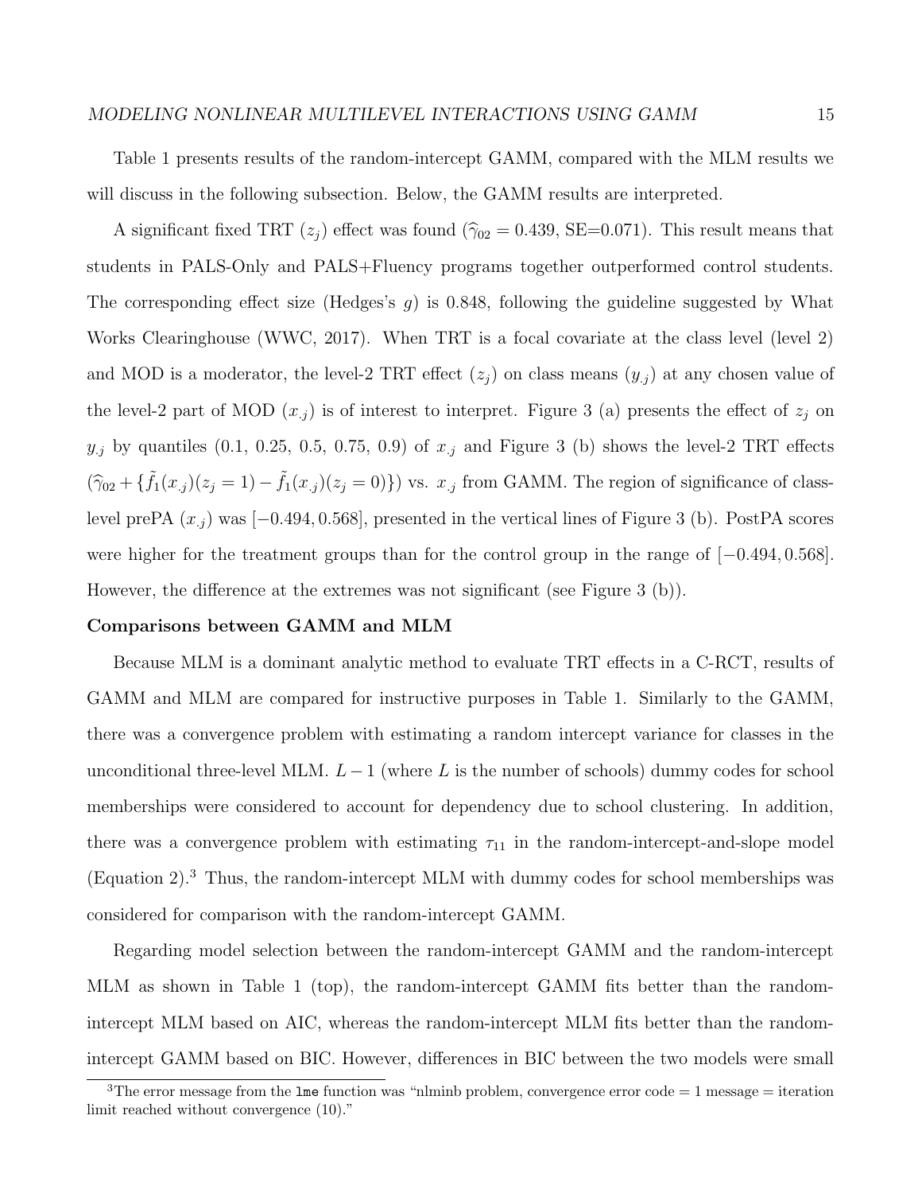Table 1 presents results of the random-intercept GAMM, compared with the MLM results we will discuss in the following subsection. Below, the GAMM results are interpreted.

A significant fixed TRT ($z_j$) effect was found ($\widehat{\gamma}_{02} = 0.439$, SE=0.071). This result means that students in PALS-Only and PALS+Fluency programs together outperformed control students. The corresponding effect size (Hedges's $g$) is 0.848, following the guideline suggested by What Works Clearinghouse (WWC, 2017). When TRT is a focal covariate at the class level (level 2) and MOD is a moderator, the level-2 TRT effect ($z_j$) on class means ($y_{\cdot j}$) at any chosen value of the level-2 part of MOD ($x_{\cdot j}$) is of interest to interpret. Figure 3 (a) presents the effect of $z_j$ on $y_{\cdot j}$ by quantiles (0.1, 0.25, 0.5, 0.75, 0.9) of $x_{\cdot j}$ and Figure 3 (b) shows the level-2 TRT effects ($\widehat{\gamma}_{02} + \{\tilde{f}_1(x_{\cdot j})(z_j = 1) - \tilde{f}_1(x_{\cdot j})(z_j = 0)\}$) vs. $x_{\cdot j}$ from GAMM. The region of significance of class-level prePA ($x_{\cdot j}$) was $[-0.494, 0.568]$, presented in the vertical lines of Figure 3 (b). PostPA scores were higher for the treatment groups than for the control group in the range of $[-0.494, 0.568]$. However, the difference at the extremes was not significant (see Figure 3 (b)).

**Comparisons between GAMM and MLM**

Because MLM is a dominant analytic method to evaluate TRT effects in a C-RCT, results of GAMM and MLM are compared for instructive purposes in Table 1. Similarly to the GAMM, there was a convergence problem with estimating a random intercept variance for classes in the unconditional three-level MLM. $L - 1$ (where $L$ is the number of schools) dummy codes for school memberships were considered to account for dependency due to school clustering. In addition, there was a convergence problem with estimating $\tau_{11}$ in the random-intercept-and-slope model (Equation 2).[3] Thus, the random-intercept MLM with dummy codes for school memberships was considered for comparison with the random-intercept GAMM.

Regarding model selection between the random-intercept GAMM and the random-intercept MLM as shown in Table 1 (top), the random-intercept GAMM fits better than the random-intercept MLM based on AIC, whereas the random-intercept MLM fits better than the random-intercept GAMM based on BIC. However, differences in BIC between the two models were small

[3]The error message from the `lme` function was "nlminb problem, convergence error code = 1 message = iteration limit reached without convergence (10)."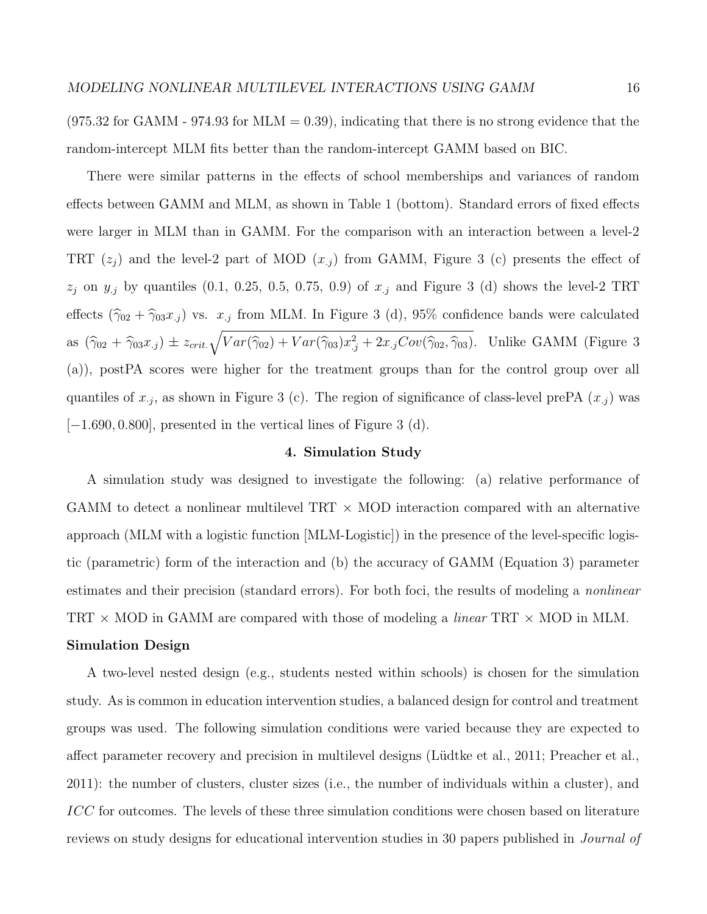(975.32 for GAMM - 974.93 for MLM = 0.39), indicating that there is no strong evidence that the random-intercept MLM fits better than the random-intercept GAMM based on BIC.

There were similar patterns in the effects of school memberships and variances of random effects between GAMM and MLM, as shown in Table 1 (bottom). Standard errors of fixed effects were larger in MLM than in GAMM. For the comparison with an interaction between a level-2 TRT ($z_j$) and the level-2 part of MOD ($x_{\cdot j}$) from GAMM, Figure 3 (c) presents the effect of $z_j$ on $y_{\cdot j}$ by quantiles (0.1, 0.25, 0.5, 0.75, 0.9) of $x_{\cdot j}$ and Figure 3 (d) shows the level-2 TRT effects ($\widehat{\gamma}_{02} + \widehat{\gamma}_{03} x_{\cdot j}$) vs. $x_{\cdot j}$ from MLM. In Figure 3 (d), 95% confidence bands were calculated as $(\widehat{\gamma}_{02} + \widehat{\gamma}_{03} x_{\cdot j}) \pm z_{crit.} \sqrt{Var(\widehat{\gamma}_{02}) + Var(\widehat{\gamma}_{03}) x_{\cdot j}^2 + 2 x_{\cdot j} Cov(\widehat{\gamma}_{02}, \widehat{\gamma}_{03})}$. Unlike GAMM (Figure 3 (a)), postPA scores were higher for the treatment groups than for the control group over all quantiles of $x_{\cdot j}$, as shown in Figure 3 (c). The region of significance of class-level prePA ($x_{\cdot j}$) was $[-1.690, 0.800]$, presented in the vertical lines of Figure 3 (d).

## 4. Simulation Study

A simulation study was designed to investigate the following: (a) relative performance of GAMM to detect a nonlinear multilevel TRT × MOD interaction compared with an alternative approach (MLM with a logistic function [MLM-Logistic]) in the presence of the level-specific logistic (parametric) form of the interaction and (b) the accuracy of GAMM (Equation 3) parameter estimates and their precision (standard errors). For both foci, the results of modeling a *nonlinear* TRT × MOD in GAMM are compared with those of modeling a *linear* TRT × MOD in MLM.

### Simulation Design

A two-level nested design (e.g., students nested within schools) is chosen for the simulation study. As is common in education intervention studies, a balanced design for control and treatment groups was used. The following simulation conditions were varied because they are expected to affect parameter recovery and precision in multilevel designs (Lüdtke et al., 2011; Preacher et al., 2011): the number of clusters, cluster sizes (i.e., the number of individuals within a cluster), and *ICC* for outcomes. The levels of these three simulation conditions were chosen based on literature reviews on study designs for educational intervention studies in 30 papers published in *Journal of*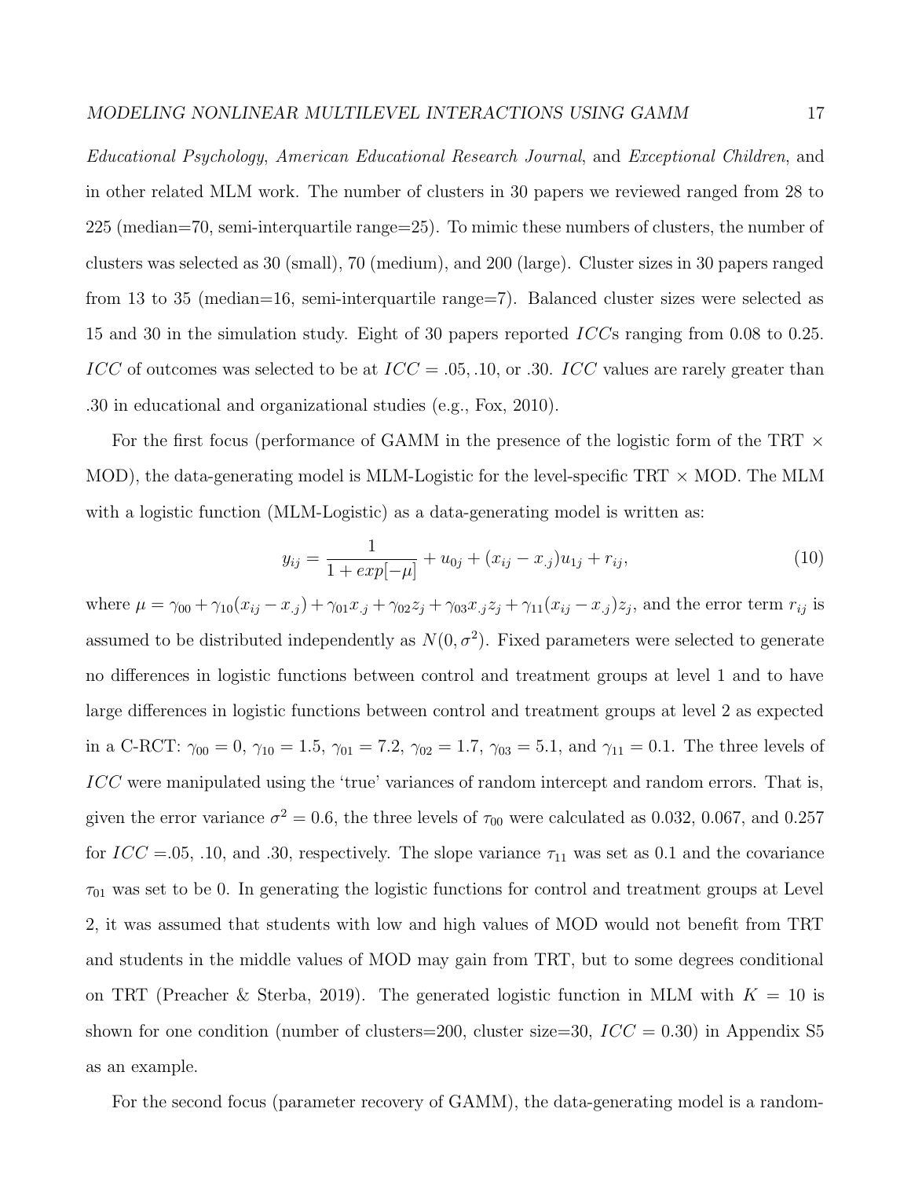*Educational Psychology*, *American Educational Research Journal*, and *Exceptional Children*, and in other related MLM work. The number of clusters in 30 papers we reviewed ranged from 28 to 225 (median=70, semi-interquartile range=25). To mimic these numbers of clusters, the number of clusters was selected as 30 (small), 70 (medium), and 200 (large). Cluster sizes in 30 papers ranged from 13 to 35 (median=16, semi-interquartile range=7). Balanced cluster sizes were selected as 15 and 30 in the simulation study. Eight of 30 papers reported $ICC$s ranging from 0.08 to 0.25. $ICC$ of outcomes was selected to be at $ICC = .05, .10$, or $.30$. $ICC$ values are rarely greater than .30 in educational and organizational studies (e.g., Fox, 2010).

For the first focus (performance of GAMM in the presence of the logistic form of the TRT × MOD), the data-generating model is MLM-Logistic for the level-specific TRT × MOD. The MLM with a logistic function (MLM-Logistic) as a data-generating model is written as:

$$y_{ij} = \frac{1}{1 + exp[-\mu]} + u_{0j} + (x_{ij} - x_{.j})u_{1j} + r_{ij}, \tag{10}$$

where $\mu = \gamma_{00} + \gamma_{10}(x_{ij} - x_{.j}) + \gamma_{01}x_{.j} + \gamma_{02}z_j + \gamma_{03}x_{.j}z_j + \gamma_{11}(x_{ij} - x_{.j})z_j$, and the error term $r_{ij}$ is assumed to be distributed independently as $N(0, \sigma^2)$. Fixed parameters were selected to generate no differences in logistic functions between control and treatment groups at level 1 and to have large differences in logistic functions between control and treatment groups at level 2 as expected in a C-RCT: $\gamma_{00} = 0$, $\gamma_{10} = 1.5$, $\gamma_{01} = 7.2$, $\gamma_{02} = 1.7$, $\gamma_{03} = 5.1$, and $\gamma_{11} = 0.1$. The three levels of $ICC$ were manipulated using the 'true' variances of random intercept and random errors. That is, given the error variance $\sigma^2 = 0.6$, the three levels of $\tau_{00}$ were calculated as 0.032, 0.067, and 0.257 for $ICC$ =.05, .10, and .30, respectively. The slope variance $\tau_{11}$ was set as 0.1 and the covariance $\tau_{01}$ was set to be 0. In generating the logistic functions for control and treatment groups at Level 2, it was assumed that students with low and high values of MOD would not benefit from TRT and students in the middle values of MOD may gain from TRT, but to some degrees conditional on TRT (Preacher & Sterba, 2019). The generated logistic function in MLM with $K = 10$ is shown for one condition (number of clusters=200, cluster size=30, $ICC = 0.30$) in Appendix S5 as an example.

For the second focus (parameter recovery of GAMM), the data-generating model is a random-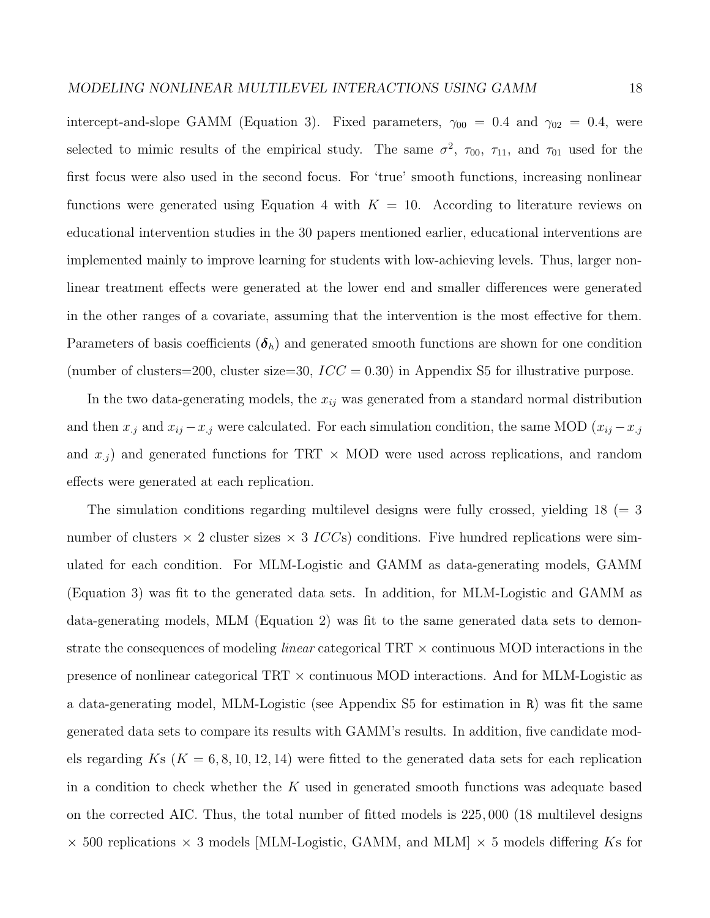intercept-and-slope GAMM (Equation 3). Fixed parameters, $\gamma_{00} = 0.4$ and $\gamma_{02} = 0.4$, were selected to mimic results of the empirical study. The same $\sigma^2$, $\tau_{00}$, $\tau_{11}$, and $\tau_{01}$ used for the first focus were also used in the second focus. For 'true' smooth functions, increasing nonlinear functions were generated using Equation 4 with $K = 10$. According to literature reviews on educational intervention studies in the 30 papers mentioned earlier, educational interventions are implemented mainly to improve learning for students with low-achieving levels. Thus, larger nonlinear treatment effects were generated at the lower end and smaller differences were generated in the other ranges of a covariate, assuming that the intervention is the most effective for them. Parameters of basis coefficients ($\boldsymbol{\delta}_h$) and generated smooth functions are shown for one condition (number of clusters=200, cluster size=30, $ICC = 0.30$) in Appendix S5 for illustrative purpose.

In the two data-generating models, the $x_{ij}$ was generated from a standard normal distribution and then $x_{.j}$ and $x_{ij} - x_{.j}$ were calculated. For each simulation condition, the same MOD ($x_{ij} - x_{.j}$ and $x_{.j}$) and generated functions for TRT $\times$ MOD were used across replications, and random effects were generated at each replication.

The simulation conditions regarding multilevel designs were fully crossed, yielding 18 (= 3 number of clusters $\times$ 2 cluster sizes $\times$ 3 $ICC$s) conditions. Five hundred replications were simulated for each condition. For MLM-Logistic and GAMM as data-generating models, GAMM (Equation 3) was fit to the generated data sets. In addition, for MLM-Logistic and GAMM as data-generating models, MLM (Equation 2) was fit to the same generated data sets to demonstrate the consequences of modeling *linear* categorical TRT $\times$ continuous MOD interactions in the presence of nonlinear categorical TRT $\times$ continuous MOD interactions. And for MLM-Logistic as a data-generating model, MLM-Logistic (see Appendix S5 for estimation in R) was fit the same generated data sets to compare its results with GAMM's results. In addition, five candidate models regarding $K$s ($K = 6, 8, 10, 12, 14$) were fitted to the generated data sets for each replication in a condition to check whether the $K$ used in generated smooth functions was adequate based on the corrected AIC. Thus, the total number of fitted models is 225,000 (18 multilevel designs $\times$ 500 replications $\times$ 3 models [MLM-Logistic, GAMM, and MLM] $\times$ 5 models differing $K$s for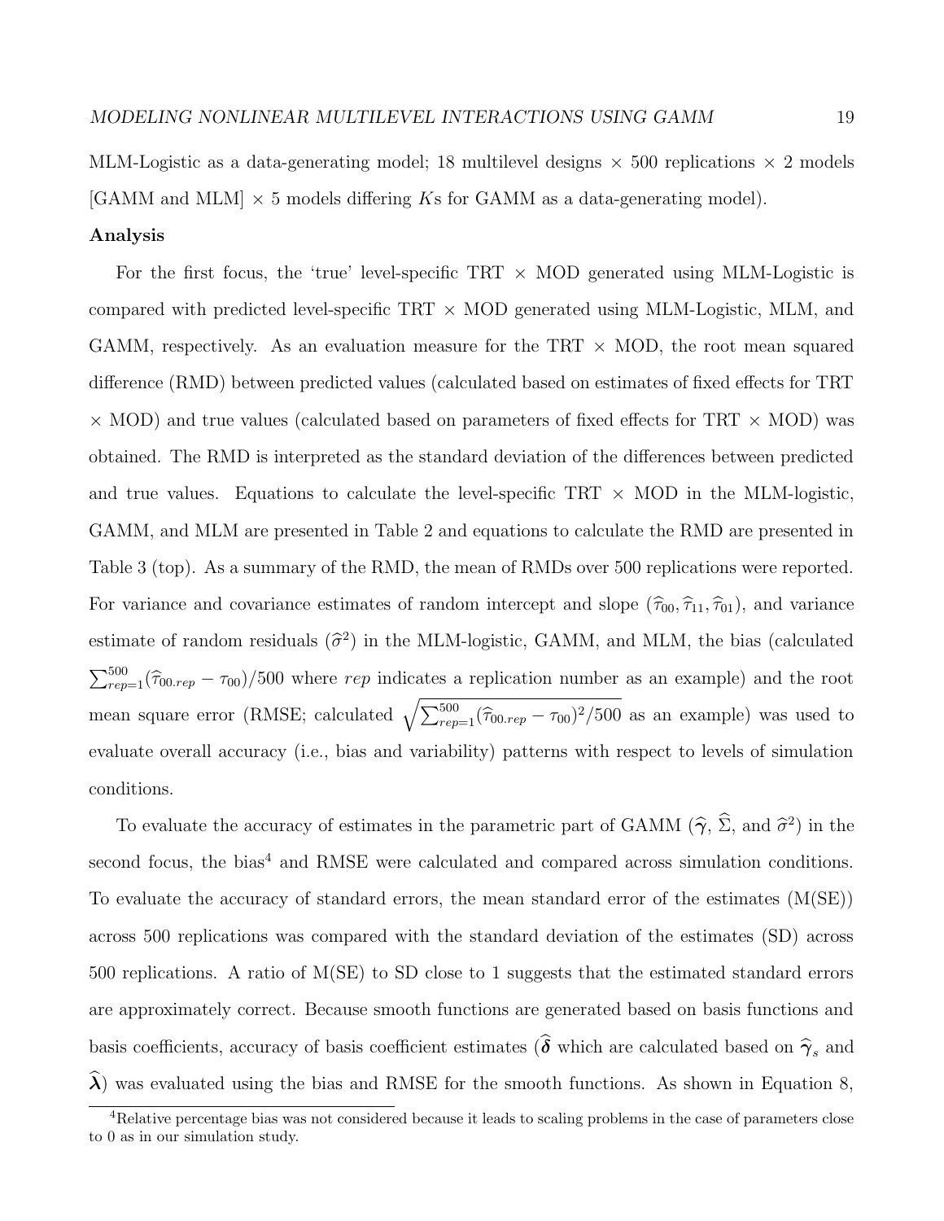MLM-Logistic as a data-generating model; 18 multilevel designs $\times$ 500 replications $\times$ 2 models [GAMM and MLM] $\times$ 5 models differing $K$s for GAMM as a data-generating model).

**Analysis**

For the first focus, the 'true' level-specific TRT $\times$ MOD generated using MLM-Logistic is compared with predicted level-specific TRT $\times$ MOD generated using MLM-Logistic, MLM, and GAMM, respectively. As an evaluation measure for the TRT $\times$ MOD, the root mean squared difference (RMD) between predicted values (calculated based on estimates of fixed effects for TRT $\times$ MOD) and true values (calculated based on parameters of fixed effects for TRT $\times$ MOD) was obtained. The RMD is interpreted as the standard deviation of the differences between predicted and true values. Equations to calculate the level-specific TRT $\times$ MOD in the MLM-logistic, GAMM, and MLM are presented in Table 2 and equations to calculate the RMD are presented in Table 3 (top). As a summary of the RMD, the mean of RMDs over 500 replications were reported. For variance and covariance estimates of random intercept and slope ($\widehat{\tau}_{00}, \widehat{\tau}_{11}, \widehat{\tau}_{01}$), and variance estimate of random residuals ($\widehat{\sigma}^2$) in the MLM-logistic, GAMM, and MLM, the bias (calculated $\sum_{rep=1}^{500}(\widehat{\tau}_{00.rep} - \tau_{00})/500$ where $rep$ indicates a replication number as an example) and the root mean square error (RMSE; calculated $\sqrt{\sum_{rep=1}^{500}(\widehat{\tau}_{00.rep} - \tau_{00})^2/500}$ as an example) was used to evaluate overall accuracy (i.e., bias and variability) patterns with respect to levels of simulation conditions.

To evaluate the accuracy of estimates in the parametric part of GAMM ($\widehat{\boldsymbol{\gamma}}$, $\widehat{\Sigma}$, and $\widehat{\sigma}^2$) in the second focus, the bias[4] and RMSE were calculated and compared across simulation conditions. To evaluate the accuracy of standard errors, the mean standard error of the estimates (M(SE)) across 500 replications was compared with the standard deviation of the estimates (SD) across 500 replications. A ratio of M(SE) to SD close to 1 suggests that the estimated standard errors are approximately correct. Because smooth functions are generated based on basis functions and basis coefficients, accuracy of basis coefficient estimates ($\widehat{\boldsymbol{\delta}}$ which are calculated based on $\widehat{\boldsymbol{\gamma}}_s$ and $\widehat{\boldsymbol{\lambda}}$) was evaluated using the bias and RMSE for the smooth functions. As shown in Equation 8,

[4]Relative percentage bias was not considered because it leads to scaling problems in the case of parameters close to 0 as in our simulation study.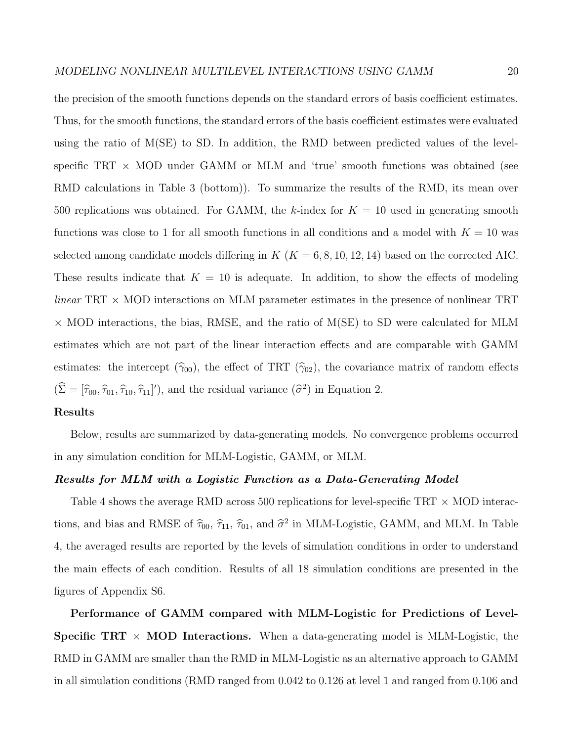the precision of the smooth functions depends on the standard errors of basis coefficient estimates. Thus, for the smooth functions, the standard errors of the basis coefficient estimates were evaluated using the ratio of M(SE) to SD. In addition, the RMD between predicted values of the level-specific TRT × MOD under GAMM or MLM and 'true' smooth functions was obtained (see RMD calculations in Table 3 (bottom)). To summarize the results of the RMD, its mean over 500 replications was obtained. For GAMM, the $k$-index for $K = 10$ used in generating smooth functions was close to 1 for all smooth functions in all conditions and a model with $K = 10$ was selected among candidate models differing in $K$ ($K = 6, 8, 10, 12, 14$) based on the corrected AIC. These results indicate that $K = 10$ is adequate. In addition, to show the effects of modeling *linear* TRT × MOD interactions on MLM parameter estimates in the presence of nonlinear TRT × MOD interactions, the bias, RMSE, and the ratio of M(SE) to SD were calculated for MLM estimates which are not part of the linear interaction effects and are comparable with GAMM estimates: the intercept ($\widehat{\gamma}_{00}$), the effect of TRT ($\widehat{\gamma}_{02}$), the covariance matrix of random effects ($\widehat{\Sigma} = [\widehat{\tau}_{00}, \widehat{\tau}_{01}, \widehat{\tau}_{10}, \widehat{\tau}_{11}]'$), and the residual variance ($\widehat{\sigma}^2$) in Equation 2.

## Results

Below, results are summarized by data-generating models. No convergence problems occurred in any simulation condition for MLM-Logistic, GAMM, or MLM.

### *Results for MLM with a Logistic Function as a Data-Generating Model*

Table 4 shows the average RMD across 500 replications for level-specific TRT × MOD interactions, and bias and RMSE of $\widehat{\tau}_{00}$, $\widehat{\tau}_{11}$, $\widehat{\tau}_{01}$, and $\widehat{\sigma}^2$ in MLM-Logistic, GAMM, and MLM. In Table 4, the averaged results are reported by the levels of simulation conditions in order to understand the main effects of each condition. Results of all 18 simulation conditions are presented in the figures of Appendix S6.

**Performance of GAMM compared with MLM-Logistic for Predictions of Level-Specific TRT × MOD Interactions.** When a data-generating model is MLM-Logistic, the RMD in GAMM are smaller than the RMD in MLM-Logistic as an alternative approach to GAMM in all simulation conditions (RMD ranged from 0.042 to 0.126 at level 1 and ranged from 0.106 and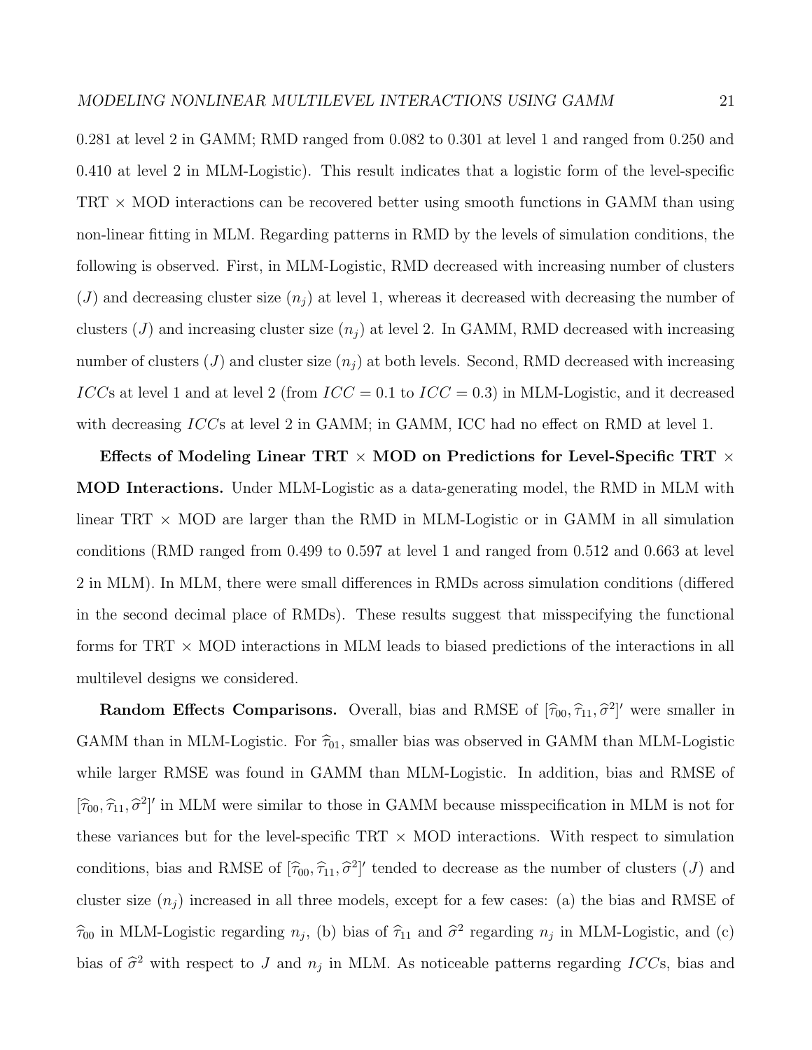0.281 at level 2 in GAMM; RMD ranged from 0.082 to 0.301 at level 1 and ranged from 0.250 and 0.410 at level 2 in MLM-Logistic). This result indicates that a logistic form of the level-specific TRT × MOD interactions can be recovered better using smooth functions in GAMM than using non-linear fitting in MLM. Regarding patterns in RMD by the levels of simulation conditions, the following is observed. First, in MLM-Logistic, RMD decreased with increasing number of clusters ($J$) and decreasing cluster size ($n_j$) at level 1, whereas it decreased with decreasing the number of clusters ($J$) and increasing cluster size ($n_j$) at level 2. In GAMM, RMD decreased with increasing number of clusters ($J$) and cluster size ($n_j$) at both levels. Second, RMD decreased with increasing $ICC$s at level 1 and at level 2 (from $ICC = 0.1$ to $ICC = 0.3$) in MLM-Logistic, and it decreased with decreasing $ICC$s at level 2 in GAMM; in GAMM, ICC had no effect on RMD at level 1.

**Effects of Modeling Linear TRT × MOD on Predictions for Level-Specific TRT × MOD Interactions.** Under MLM-Logistic as a data-generating model, the RMD in MLM with linear TRT × MOD are larger than the RMD in MLM-Logistic or in GAMM in all simulation conditions (RMD ranged from 0.499 to 0.597 at level 1 and ranged from 0.512 and 0.663 at level 2 in MLM). In MLM, there were small differences in RMDs across simulation conditions (differed in the second decimal place of RMDs). These results suggest that misspecifying the functional forms for TRT × MOD interactions in MLM leads to biased predictions of the interactions in all multilevel designs we considered.

**Random Effects Comparisons.** Overall, bias and RMSE of $[\widehat{\tau}_{00}, \widehat{\tau}_{11}, \widehat{\sigma}^2]'$ were smaller in GAMM than in MLM-Logistic. For $\widehat{\tau}_{01}$, smaller bias was observed in GAMM than MLM-Logistic while larger RMSE was found in GAMM than MLM-Logistic. In addition, bias and RMSE of $[\widehat{\tau}_{00}, \widehat{\tau}_{11}, \widehat{\sigma}^2]'$ in MLM were similar to those in GAMM because misspecification in MLM is not for these variances but for the level-specific TRT × MOD interactions. With respect to simulation conditions, bias and RMSE of $[\widehat{\tau}_{00}, \widehat{\tau}_{11}, \widehat{\sigma}^2]'$ tended to decrease as the number of clusters ($J$) and cluster size ($n_j$) increased in all three models, except for a few cases: (a) the bias and RMSE of $\widehat{\tau}_{00}$ in MLM-Logistic regarding $n_j$, (b) bias of $\widehat{\tau}_{11}$ and $\widehat{\sigma}^2$ regarding $n_j$ in MLM-Logistic, and (c) bias of $\widehat{\sigma}^2$ with respect to $J$ and $n_j$ in MLM. As noticeable patterns regarding $ICC$s, bias and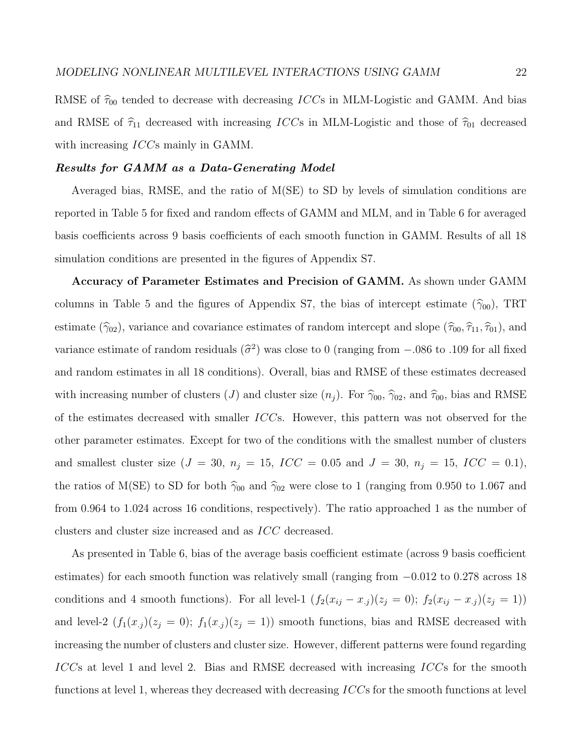RMSE of $\widehat{\tau}_{00}$ tended to decrease with decreasing $ICC$s in MLM-Logistic and GAMM. And bias and RMSE of $\widehat{\tau}_{11}$ decreased with increasing $ICC$s in MLM-Logistic and those of $\widehat{\tau}_{01}$ decreased with increasing $ICC$s mainly in GAMM.

### *Results for GAMM as a Data-Generating Model*

Averaged bias, RMSE, and the ratio of M(SE) to SD by levels of simulation conditions are reported in Table 5 for fixed and random effects of GAMM and MLM, and in Table 6 for averaged basis coefficients across 9 basis coefficients of each smooth function in GAMM. Results of all 18 simulation conditions are presented in the figures of Appendix S7.

**Accuracy of Parameter Estimates and Precision of GAMM.** As shown under GAMM columns in Table 5 and the figures of Appendix S7, the bias of intercept estimate ($\widehat{\gamma}_{00}$), TRT estimate ($\widehat{\gamma}_{02}$), variance and covariance estimates of random intercept and slope ($\widehat{\tau}_{00}, \widehat{\tau}_{11}, \widehat{\tau}_{01}$), and variance estimate of random residuals ($\widehat{\sigma}^2$) was close to 0 (ranging from $-.086$ to $.109$ for all fixed and random estimates in all 18 conditions). Overall, bias and RMSE of these estimates decreased with increasing number of clusters ($J$) and cluster size ($n_j$). For $\widehat{\gamma}_{00}$, $\widehat{\gamma}_{02}$, and $\widehat{\tau}_{00}$, bias and RMSE of the estimates decreased with smaller $ICC$s. However, this pattern was not observed for the other parameter estimates. Except for two of the conditions with the smallest number of clusters and smallest cluster size ($J = 30$, $n_j = 15$, $ICC = 0.05$ and $J = 30$, $n_j = 15$, $ICC = 0.1$), the ratios of M(SE) to SD for both $\widehat{\gamma}_{00}$ and $\widehat{\gamma}_{02}$ were close to 1 (ranging from 0.950 to 1.067 and from 0.964 to 1.024 across 16 conditions, respectively). The ratio approached 1 as the number of clusters and cluster size increased and as $ICC$ decreased.

As presented in Table 6, bias of the average basis coefficient estimate (across 9 basis coefficient estimates) for each smooth function was relatively small (ranging from $-0.012$ to $0.278$ across 18 conditions and 4 smooth functions). For all level-1 ($f_2(x_{ij} - x_{.j})(z_j = 0)$; $f_2(x_{ij} - x_{.j})(z_j = 1)$) and level-2 ($f_1(x_{.j})(z_j = 0)$; $f_1(x_{.j})(z_j = 1)$) smooth functions, bias and RMSE decreased with increasing the number of clusters and cluster size. However, different patterns were found regarding $ICC$s at level 1 and level 2. Bias and RMSE decreased with increasing $ICC$s for the smooth functions at level 1, whereas they decreased with decreasing $ICC$s for the smooth functions at level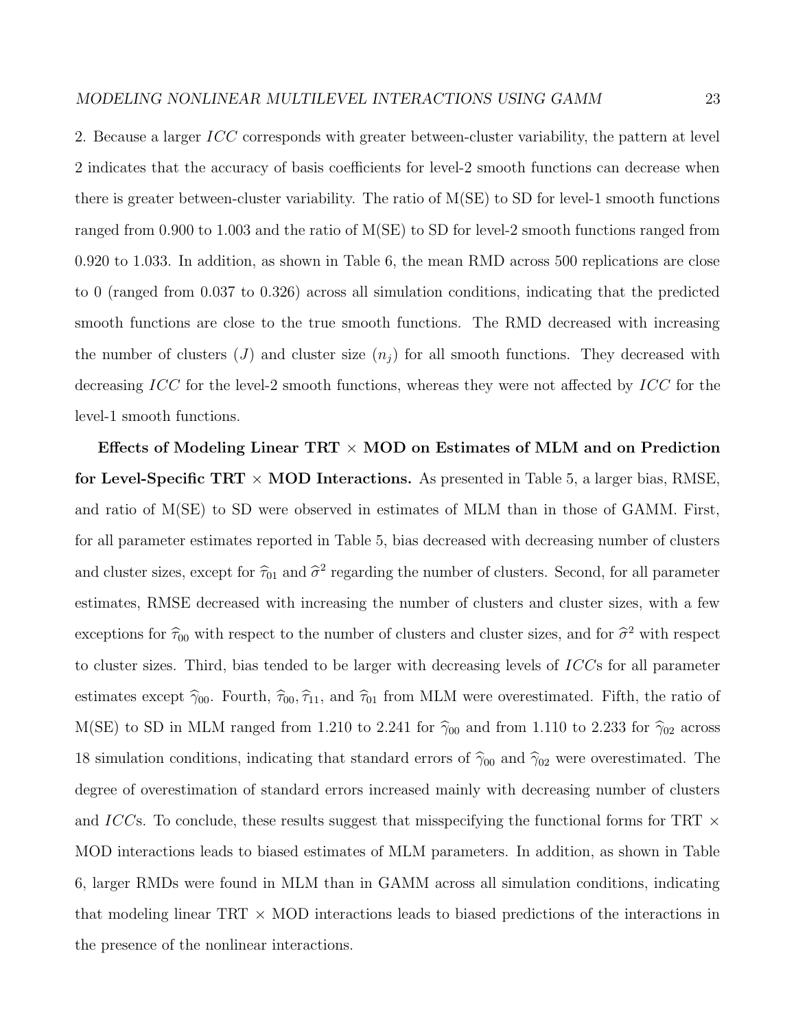2. Because a larger $ICC$ corresponds with greater between-cluster variability, the pattern at level 2 indicates that the accuracy of basis coefficients for level-2 smooth functions can decrease when there is greater between-cluster variability. The ratio of M(SE) to SD for level-1 smooth functions ranged from 0.900 to 1.003 and the ratio of M(SE) to SD for level-2 smooth functions ranged from 0.920 to 1.033. In addition, as shown in Table 6, the mean RMD across 500 replications are close to 0 (ranged from 0.037 to 0.326) across all simulation conditions, indicating that the predicted smooth functions are close to the true smooth functions. The RMD decreased with increasing the number of clusters ($J$) and cluster size ($n_j$) for all smooth functions. They decreased with decreasing $ICC$ for the level-2 smooth functions, whereas they were not affected by $ICC$ for the level-1 smooth functions.

**Effects of Modeling Linear TRT $\times$ MOD on Estimates of MLM and on Prediction for Level-Specific TRT $\times$ MOD Interactions.** As presented in Table 5, a larger bias, RMSE, and ratio of M(SE) to SD were observed in estimates of MLM than in those of GAMM. First, for all parameter estimates reported in Table 5, bias decreased with decreasing number of clusters and cluster sizes, except for $\widehat{\tau}_{01}$ and $\widehat{\sigma}^2$ regarding the number of clusters. Second, for all parameter estimates, RMSE decreased with increasing the number of clusters and cluster sizes, with a few exceptions for $\widehat{\tau}_{00}$ with respect to the number of clusters and cluster sizes, and for $\widehat{\sigma}^2$ with respect to cluster sizes. Third, bias tended to be larger with decreasing levels of $ICC$s for all parameter estimates except $\widehat{\gamma}_{00}$. Fourth, $\widehat{\tau}_{00}, \widehat{\tau}_{11}$, and $\widehat{\tau}_{01}$ from MLM were overestimated. Fifth, the ratio of M(SE) to SD in MLM ranged from 1.210 to 2.241 for $\widehat{\gamma}_{00}$ and from 1.110 to 2.233 for $\widehat{\gamma}_{02}$ across 18 simulation conditions, indicating that standard errors of $\widehat{\gamma}_{00}$ and $\widehat{\gamma}_{02}$ were overestimated. The degree of overestimation of standard errors increased mainly with decreasing number of clusters and $ICC$s. To conclude, these results suggest that misspecifying the functional forms for TRT $\times$ MOD interactions leads to biased estimates of MLM parameters. In addition, as shown in Table 6, larger RMDs were found in MLM than in GAMM across all simulation conditions, indicating that modeling linear TRT $\times$ MOD interactions leads to biased predictions of the interactions in the presence of the nonlinear interactions.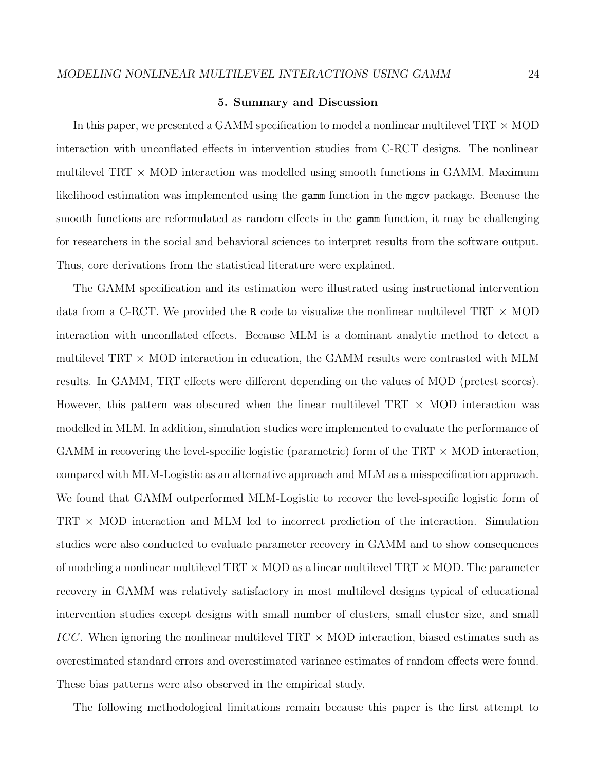## 5. Summary and Discussion

In this paper, we presented a GAMM specification to model a nonlinear multilevel TRT $\times$ MOD interaction with unconflated effects in intervention studies from C-RCT designs. The nonlinear multilevel TRT $\times$ MOD interaction was modelled using smooth functions in GAMM. Maximum likelihood estimation was implemented using the `gamm` function in the `mgcv` package. Because the smooth functions are reformulated as random effects in the `gamm` function, it may be challenging for researchers in the social and behavioral sciences to interpret results from the software output. Thus, core derivations from the statistical literature were explained.

The GAMM specification and its estimation were illustrated using instructional intervention data from a C-RCT. We provided the `R` code to visualize the nonlinear multilevel TRT $\times$ MOD interaction with unconflated effects. Because MLM is a dominant analytic method to detect a multilevel TRT $\times$ MOD interaction in education, the GAMM results were contrasted with MLM results. In GAMM, TRT effects were different depending on the values of MOD (pretest scores). However, this pattern was obscured when the linear multilevel TRT $\times$ MOD interaction was modelled in MLM. In addition, simulation studies were implemented to evaluate the performance of GAMM in recovering the level-specific logistic (parametric) form of the TRT $\times$ MOD interaction, compared with MLM-Logistic as an alternative approach and MLM as a misspecification approach. We found that GAMM outperformed MLM-Logistic to recover the level-specific logistic form of TRT $\times$ MOD interaction and MLM led to incorrect prediction of the interaction. Simulation studies were also conducted to evaluate parameter recovery in GAMM and to show consequences of modeling a nonlinear multilevel TRT $\times$ MOD as a linear multilevel TRT $\times$ MOD. The parameter recovery in GAMM was relatively satisfactory in most multilevel designs typical of educational intervention studies except designs with small number of clusters, small cluster size, and small $ICC$. When ignoring the nonlinear multilevel TRT $\times$ MOD interaction, biased estimates such as overestimated standard errors and overestimated variance estimates of random effects were found. These bias patterns were also observed in the empirical study.

The following methodological limitations remain because this paper is the first attempt to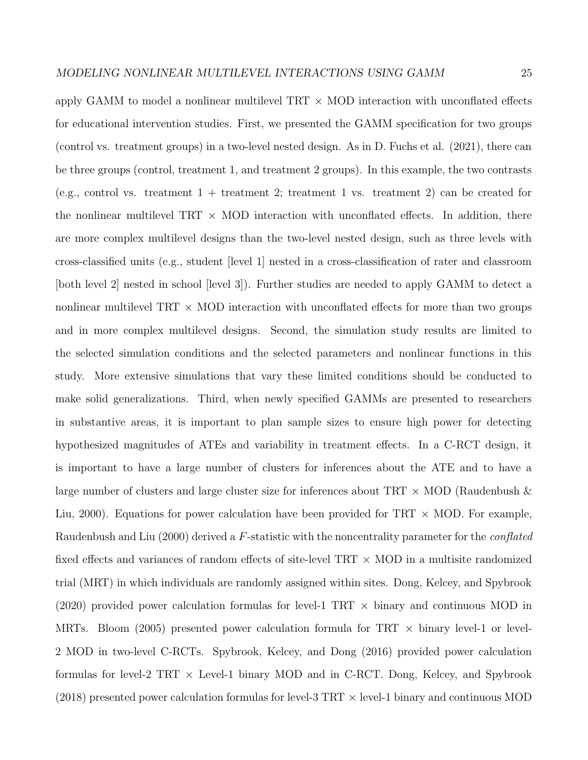apply GAMM to model a nonlinear multilevel TRT $\times$ MOD interaction with unconflated effects for educational intervention studies. First, we presented the GAMM specification for two groups (control vs. treatment groups) in a two-level nested design. As in D. Fuchs et al. (2021), there can be three groups (control, treatment 1, and treatment 2 groups). In this example, the two contrasts (e.g., control vs. treatment 1 + treatment 2; treatment 1 vs. treatment 2) can be created for the nonlinear multilevel TRT $\times$ MOD interaction with unconflated effects. In addition, there are more complex multilevel designs than the two-level nested design, such as three levels with cross-classified units (e.g., student [level 1] nested in a cross-classification of rater and classroom [both level 2] nested in school [level 3]). Further studies are needed to apply GAMM to detect a nonlinear multilevel TRT $\times$ MOD interaction with unconflated effects for more than two groups and in more complex multilevel designs. Second, the simulation study results are limited to the selected simulation conditions and the selected parameters and nonlinear functions in this study. More extensive simulations that vary these limited conditions should be conducted to make solid generalizations. Third, when newly specified GAMMs are presented to researchers in substantive areas, it is important to plan sample sizes to ensure high power for detecting hypothesized magnitudes of ATEs and variability in treatment effects. In a C-RCT design, it is important to have a large number of clusters for inferences about the ATE and to have a large number of clusters and large cluster size for inferences about TRT $\times$ MOD (Raudenbush & Liu, 2000). Equations for power calculation have been provided for TRT $\times$ MOD. For example, Raudenbush and Liu (2000) derived a $F$-statistic with the noncentrality parameter for the *conflated* fixed effects and variances of random effects of site-level TRT $\times$ MOD in a multisite randomized trial (MRT) in which individuals are randomly assigned within sites. Dong, Kelcey, and Spybrook (2020) provided power calculation formulas for level-1 TRT $\times$ binary and continuous MOD in MRTs. Bloom (2005) presented power calculation formula for TRT $\times$ binary level-1 or level-2 MOD in two-level C-RCTs. Spybrook, Kelcey, and Dong (2016) provided power calculation formulas for level-2 TRT $\times$ Level-1 binary MOD and in C-RCT. Dong, Kelcey, and Spybrook (2018) presented power calculation formulas for level-3 TRT $\times$ level-1 binary and continuous MOD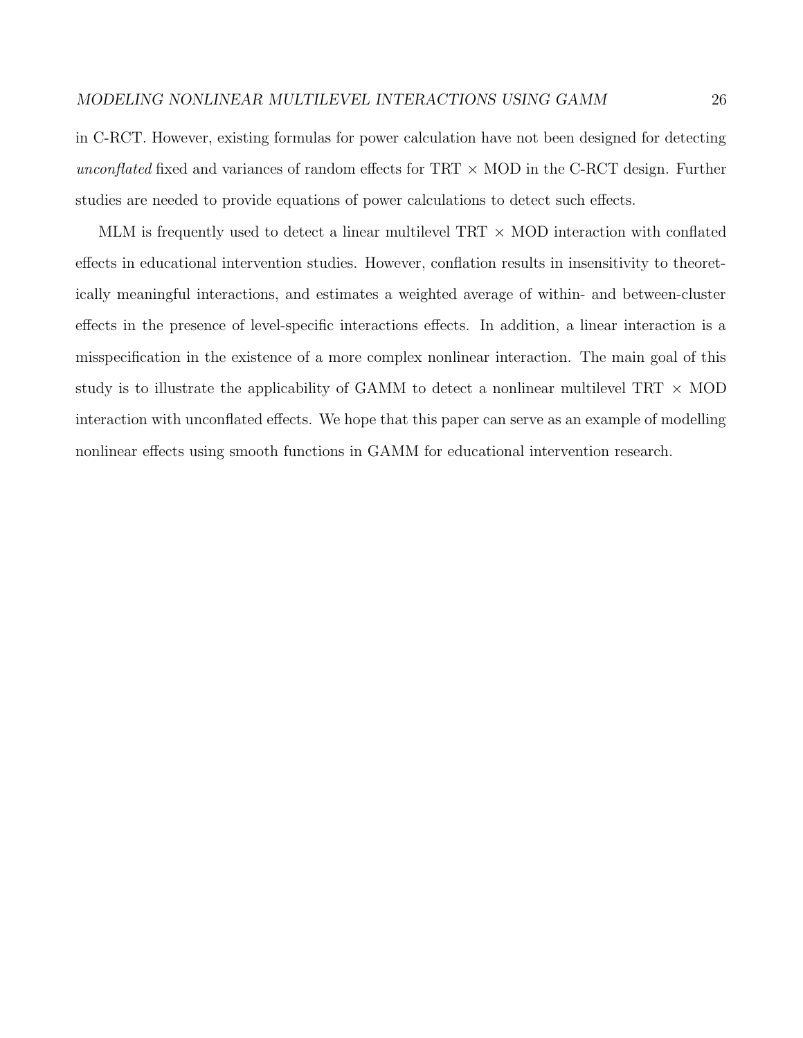in C-RCT. However, existing formulas for power calculation have not been designed for detecting *unconflated* fixed and variances of random effects for TRT $\times$ MOD in the C-RCT design. Further studies are needed to provide equations of power calculations to detect such effects.

MLM is frequently used to detect a linear multilevel TRT $\times$ MOD interaction with conflated effects in educational intervention studies. However, conflation results in insensitivity to theoretically meaningful interactions, and estimates a weighted average of within- and between-cluster effects in the presence of level-specific interactions effects. In addition, a linear interaction is a misspecification in the existence of a more complex nonlinear interaction. The main goal of this study is to illustrate the applicability of GAMM to detect a nonlinear multilevel TRT $\times$ MOD interaction with unconflated effects. We hope that this paper can serve as an example of modelling nonlinear effects using smooth functions in GAMM for educational intervention research.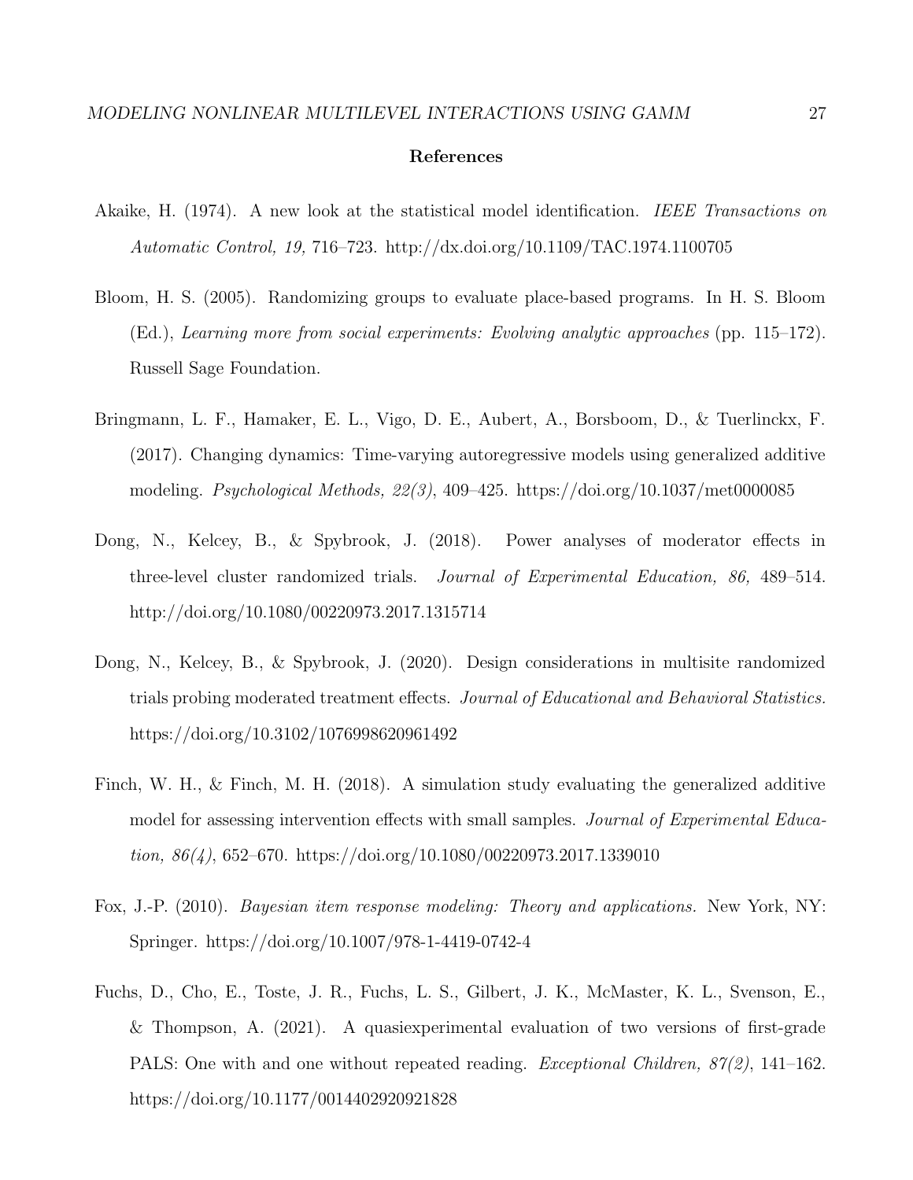## References

Akaike, H. (1974). A new look at the statistical model identification. *IEEE Transactions on Automatic Control, 19,* 716–723. http://dx.doi.org/10.1109/TAC.1974.1100705

Bloom, H. S. (2005). Randomizing groups to evaluate place-based programs. In H. S. Bloom (Ed.), *Learning more from social experiments: Evolving analytic approaches* (pp. 115–172). Russell Sage Foundation.

Bringmann, L. F., Hamaker, E. L., Vigo, D. E., Aubert, A., Borsboom, D., & Tuerlinckx, F. (2017). Changing dynamics: Time-varying autoregressive models using generalized additive modeling. *Psychological Methods, 22(3)*, 409–425. https://doi.org/10.1037/met0000085

Dong, N., Kelcey, B., & Spybrook, J. (2018). Power analyses of moderator effects in three-level cluster randomized trials. *Journal of Experimental Education, 86,* 489–514. http://doi.org/10.1080/00220973.2017.1315714

Dong, N., Kelcey, B., & Spybrook, J. (2020). Design considerations in multisite randomized trials probing moderated treatment effects. *Journal of Educational and Behavioral Statistics.* https://doi.org/10.3102/1076998620961492

Finch, W. H., & Finch, M. H. (2018). A simulation study evaluating the generalized additive model for assessing intervention effects with small samples. *Journal of Experimental Education, 86(4)*, 652–670. https://doi.org/10.1080/00220973.2017.1339010

Fox, J.-P. (2010). *Bayesian item response modeling: Theory and applications.* New York, NY: Springer. https://doi.org/10.1007/978-1-4419-0742-4

Fuchs, D., Cho, E., Toste, J. R., Fuchs, L. S., Gilbert, J. K., McMaster, K. L., Svenson, E., & Thompson, A. (2021). A quasiexperimental evaluation of two versions of first-grade PALS: One with and one without repeated reading. *Exceptional Children, 87(2)*, 141–162. https://doi.org/10.1177/0014402920921828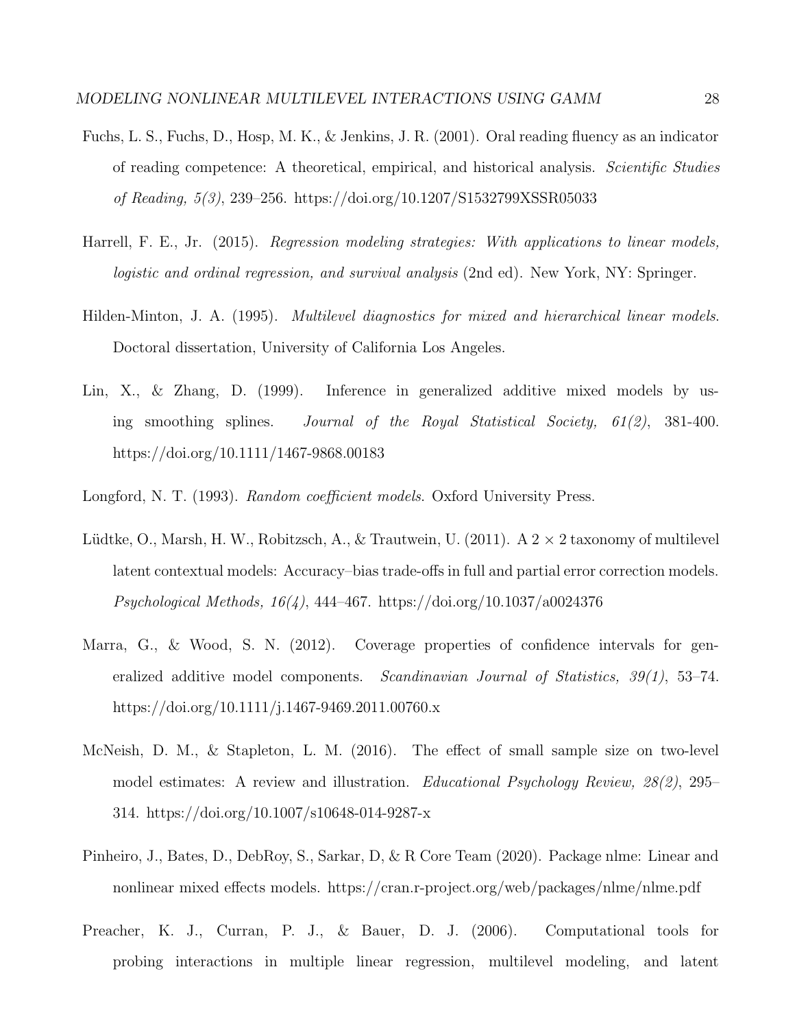Fuchs, L. S., Fuchs, D., Hosp, M. K., & Jenkins, J. R. (2001). Oral reading fluency as an indicator of reading competence: A theoretical, empirical, and historical analysis. *Scientific Studies of Reading, 5(3)*, 239–256. https://doi.org/10.1207/S1532799XSSR05033

Harrell, F. E., Jr. (2015). *Regression modeling strategies: With applications to linear models, logistic and ordinal regression, and survival analysis* (2nd ed). New York, NY: Springer.

Hilden-Minton, J. A. (1995). *Multilevel diagnostics for mixed and hierarchical linear models*. Doctoral dissertation, University of California Los Angeles.

Lin, X., & Zhang, D. (1999). Inference in generalized additive mixed models by using smoothing splines. *Journal of the Royal Statistical Society, 61(2)*, 381-400. https://doi.org/10.1111/1467-9868.00183

Longford, N. T. (1993). *Random coefficient models*. Oxford University Press.

Lüdtke, O., Marsh, H. W., Robitzsch, A., & Trautwein, U. (2011). A 2 × 2 taxonomy of multilevel latent contextual models: Accuracy–bias trade-offs in full and partial error correction models. *Psychological Methods, 16(4)*, 444–467. https://doi.org/10.1037/a0024376

Marra, G., & Wood, S. N. (2012). Coverage properties of confidence intervals for generalized additive model components. *Scandinavian Journal of Statistics, 39(1)*, 53–74. https://doi.org/10.1111/j.1467-9469.2011.00760.x

McNeish, D. M., & Stapleton, L. M. (2016). The effect of small sample size on two-level model estimates: A review and illustration. *Educational Psychology Review, 28(2)*, 295–314. https://doi.org/10.1007/s10648-014-9287-x

Pinheiro, J., Bates, D., DebRoy, S., Sarkar, D, & R Core Team (2020). Package nlme: Linear and nonlinear mixed effects models. https://cran.r-project.org/web/packages/nlme/nlme.pdf

Preacher, K. J., Curran, P. J., & Bauer, D. J. (2006). Computational tools for probing interactions in multiple linear regression, multilevel modeling, and latent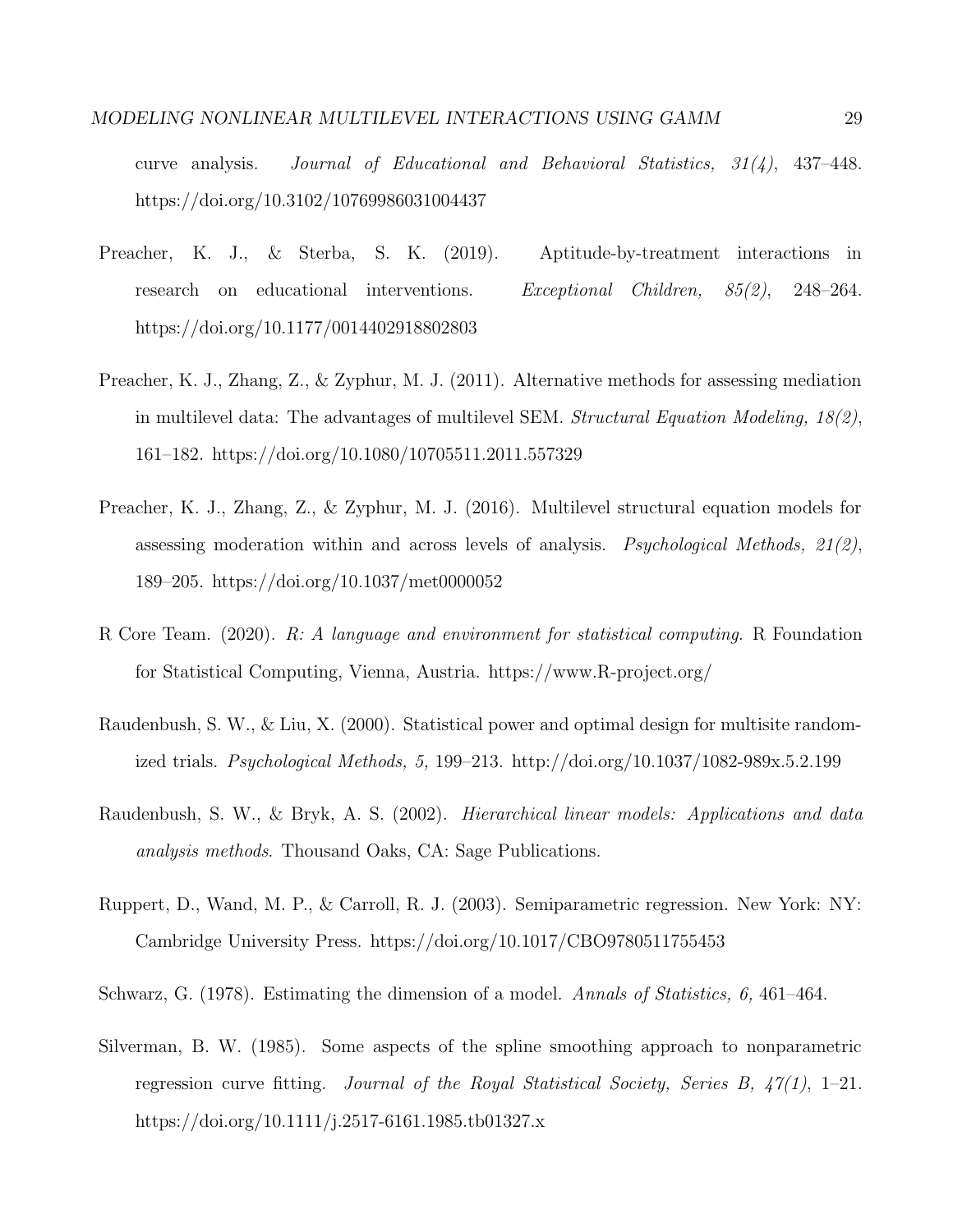curve analysis. *Journal of Educational and Behavioral Statistics, 31(4)*, 437–448. https://doi.org/10.3102/10769986031004437

Preacher, K. J., & Sterba, S. K. (2019). Aptitude-by-treatment interactions in research on educational interventions. *Exceptional Children, 85(2)*, 248–264. https://doi.org/10.1177/0014402918802803

Preacher, K. J., Zhang, Z., & Zyphur, M. J. (2011). Alternative methods for assessing mediation in multilevel data: The advantages of multilevel SEM. *Structural Equation Modeling, 18(2)*, 161–182. https://doi.org/10.1080/10705511.2011.557329

Preacher, K. J., Zhang, Z., & Zyphur, M. J. (2016). Multilevel structural equation models for assessing moderation within and across levels of analysis. *Psychological Methods, 21(2)*, 189–205. https://doi.org/10.1037/met0000052

R Core Team. (2020). *R: A language and environment for statistical computing*. R Foundation for Statistical Computing, Vienna, Austria. https://www.R-project.org/

Raudenbush, S. W., & Liu, X. (2000). Statistical power and optimal design for multisite randomized trials. *Psychological Methods, 5,* 199–213. http://doi.org/10.1037/1082-989x.5.2.199

Raudenbush, S. W., & Bryk, A. S. (2002). *Hierarchical linear models: Applications and data analysis methods*. Thousand Oaks, CA: Sage Publications.

Ruppert, D., Wand, M. P., & Carroll, R. J. (2003). Semiparametric regression. New York: NY: Cambridge University Press. https://doi.org/10.1017/CBO9780511755453

Schwarz, G. (1978). Estimating the dimension of a model. *Annals of Statistics, 6,* 461–464.

Silverman, B. W. (1985). Some aspects of the spline smoothing approach to nonparametric regression curve fitting. *Journal of the Royal Statistical Society, Series B, 47(1)*, 1–21. https://doi.org/10.1111/j.2517-6161.1985.tb01327.x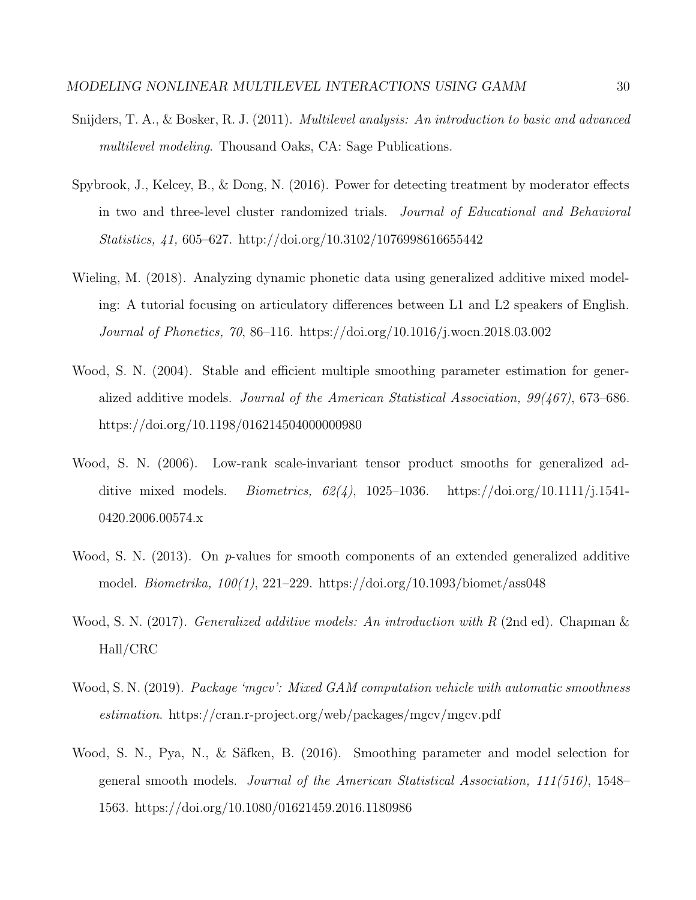Snijders, T. A., & Bosker, R. J. (2011). *Multilevel analysis: An introduction to basic and advanced multilevel modeling*. Thousand Oaks, CA: Sage Publications.

Spybrook, J., Kelcey, B., & Dong, N. (2016). Power for detecting treatment by moderator effects in two and three-level cluster randomized trials. *Journal of Educational and Behavioral Statistics, 41,* 605–627. http://doi.org/10.3102/1076998616655442

Wieling, M. (2018). Analyzing dynamic phonetic data using generalized additive mixed modeling: A tutorial focusing on articulatory differences between L1 and L2 speakers of English. *Journal of Phonetics, 70*, 86–116. https://doi.org/10.1016/j.wocn.2018.03.002

Wood, S. N. (2004). Stable and efficient multiple smoothing parameter estimation for generalized additive models. *Journal of the American Statistical Association, 99(467)*, 673–686. https://doi.org/10.1198/016214504000000980

Wood, S. N. (2006). Low-rank scale-invariant tensor product smooths for generalized additive mixed models. *Biometrics, 62(4)*, 1025–1036. https://doi.org/10.1111/j.1541-0420.2006.00574.x

Wood, S. N. (2013). On *p*-values for smooth components of an extended generalized additive model. *Biometrika, 100(1)*, 221–229. https://doi.org/10.1093/biomet/ass048

Wood, S. N. (2017). *Generalized additive models: An introduction with R* (2nd ed). Chapman & Hall/CRC

Wood, S. N. (2019). *Package 'mgcv': Mixed GAM computation vehicle with automatic smoothness estimation*. https://cran.r-project.org/web/packages/mgcv/mgcv.pdf

Wood, S. N., Pya, N., & Säfken, B. (2016). Smoothing parameter and model selection for general smooth models. *Journal of the American Statistical Association, 111(516)*, 1548–1563. https://doi.org/10.1080/01621459.2016.1180986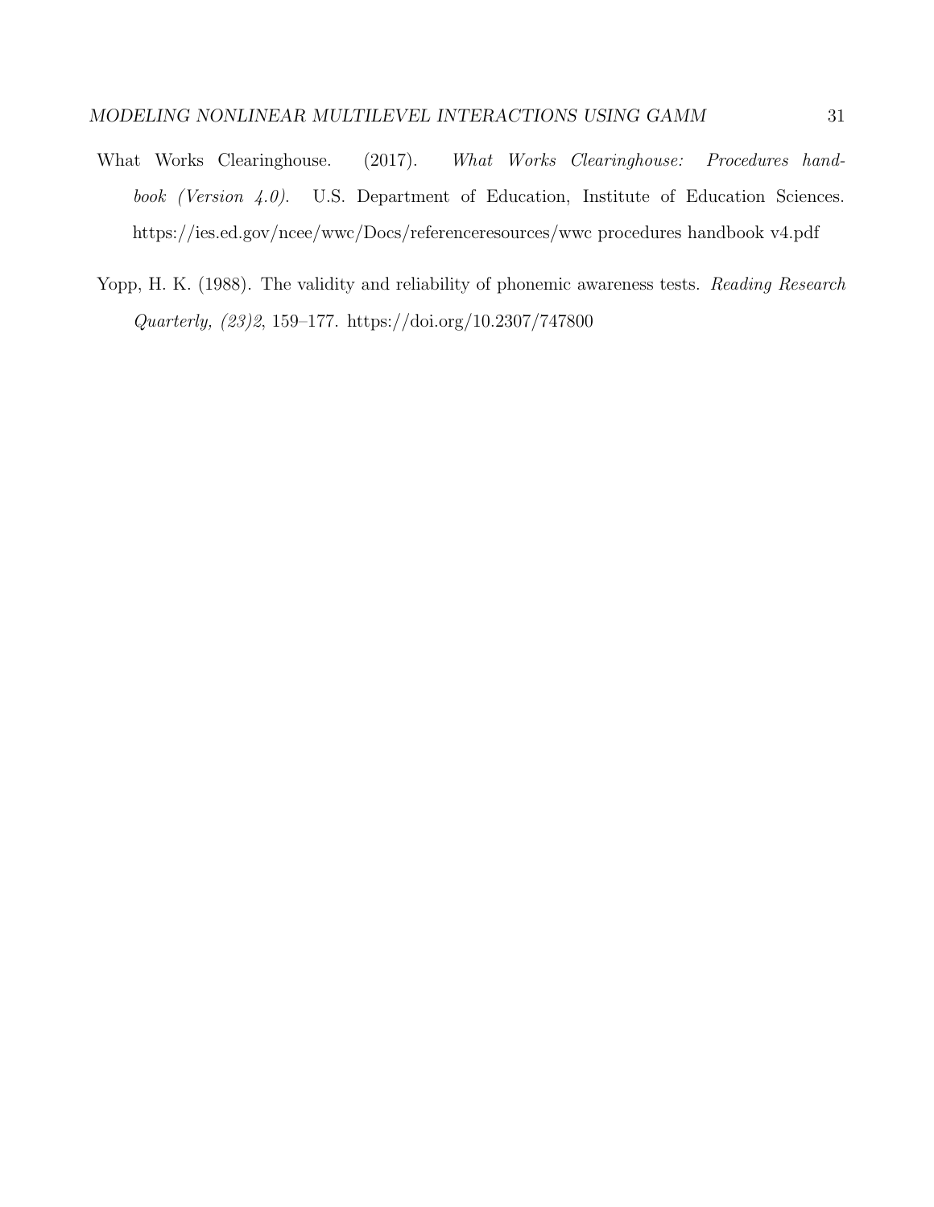What Works Clearinghouse. (2017). *What Works Clearinghouse: Procedures handbook (Version 4.0).* U.S. Department of Education, Institute of Education Sciences. https://ies.ed.gov/ncee/wwc/Docs/referenceresources/wwc procedures handbook v4.pdf

Yopp, H. K. (1988). The validity and reliability of phonemic awareness tests. *Reading Research Quarterly, (23)2*, 159–177. https://doi.org/10.2307/747800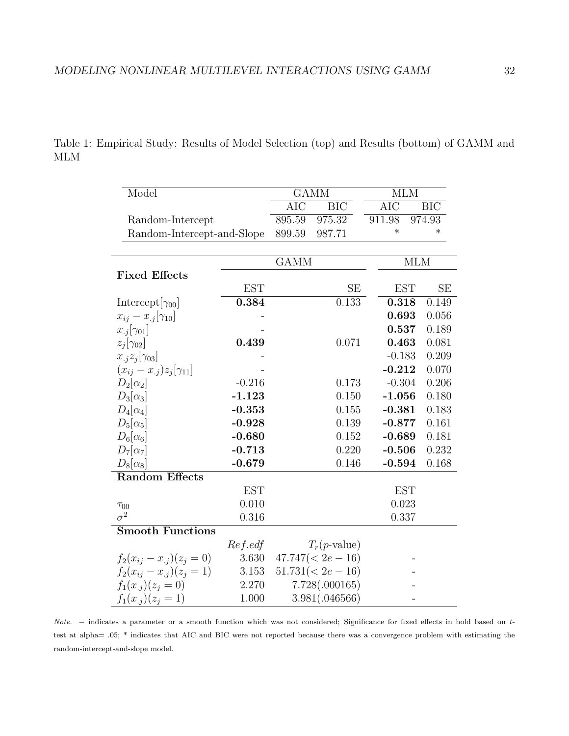Table 1: Empirical Study: Results of Model Selection (top) and Results (bottom) of GAMM and MLM

| Model | GAMM | | MLM | |
|---|---|---|---|---|
| | AIC | BIC | AIC | BIC |
| Random-Intercept | 895.59 | 975.32 | 911.98 | 974.93 |
| Random-Intercept-and-Slope | 899.59 | 987.71 | * | * |

| | GAMM | | MLM | |
|---|---|---|---|---|
| **Fixed Effects** | | | | |
| | EST | SE | EST | SE |
| Intercept[$\gamma_{00}$] | **0.384** | 0.133 | **0.318** | 0.149 |
| $x_{ij} - x_{.j}[\gamma_{10}]$ | - | | **0.693** | 0.056 |
| $x_{.j}[\gamma_{01}]$ | - | | **0.537** | 0.189 |
| $z_j[\gamma_{02}]$ | **0.439** | 0.071 | **0.463** | 0.081 |
| $x_{.j}z_j[\gamma_{03}]$ | - | | -0.183 | 0.209 |
| $(x_{ij} - x_{.j})z_j[\gamma_{11}]$ | - | | **-0.212** | 0.070 |
| $D_2[\alpha_2]$ | -0.216 | 0.173 | -0.304 | 0.206 |
| $D_3[\alpha_3]$ | **-1.123** | 0.150 | **-1.056** | 0.180 |
| $D_4[\alpha_4]$ | **-0.353** | 0.155 | **-0.381** | 0.183 |
| $D_5[\alpha_5]$ | **-0.928** | 0.139 | **-0.877** | 0.161 |
| $D_6[\alpha_6]$ | **-0.680** | 0.152 | **-0.689** | 0.181 |
| $D_7[\alpha_7]$ | **-0.713** | 0.220 | **-0.506** | 0.232 |
| $D_8[\alpha_8]$ | **-0.679** | 0.146 | **-0.594** | 0.168 |
| **Random Effects** | | | | |
| | EST | | EST | |
| $\tau_{00}$ | 0.010 | | 0.023 | |
| $\sigma^2$ | 0.316 | | 0.337 | |
| **Smooth Functions** | | | | |
| | *Ref.edf* | $T_r$($p$-value) | | |
| $f_2(x_{ij} - x_{.j})(z_j = 0)$ | 3.630 | $47.747(< 2e-16)$ | - | |
| $f_2(x_{ij} - x_{.j})(z_j = 1)$ | 3.153 | $51.731(< 2e-16)$ | - | |
| $f_1(x_{.j})(z_j = 0)$ | 2.270 | 7.728(.000165) | - | |
| $f_1(x_{.j})(z_j = 1)$ | 1.000 | 3.981(.046566) | - | |

*Note.* − indicates a parameter or a smooth function which was not considered; Significance for fixed effects in bold based on $t$-test at alpha= .05; * indicates that AIC and BIC were not reported because there was a convergence problem with estimating the random-intercept-and-slope model.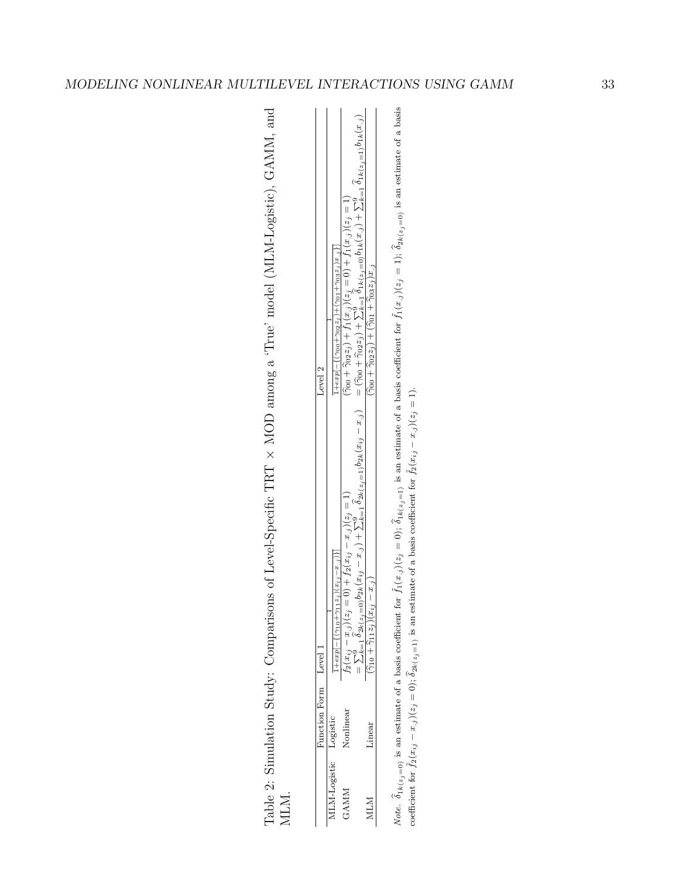Table 2: Simulation Study: Comparisons of Level-Specific TRT × MOD among a 'True' model (MLM-Logistic), GAMM, and MLM.

| | Function Form | Level 1 | Level 2 |
|---|---|---|---|
| MLM-Logistic | Logistic | $\frac{1}{1+exp[-\{(\gamma_{10}+\gamma_{11}z_j)(x_{ij}-x_{.j})\}]}$ | $\frac{1}{1+exp[-\{(\gamma_{00}+\gamma_{02}z_j)+(\gamma_{01}+\gamma_{03}z_j)x_{.j}\}]}$ |
| GAMM | Nonlinear | $\tilde{f}_2(x_{ij}-x_{.j})(z_j=0)+\tilde{f}_2(x_{ij}-x_{.j})(z_j=1)$ $=\sum_{k=1}^{9}\hat{\delta}_{2k(z_j=0)}b_{2k}(x_{ij}-x_{.j})+\sum_{k=1}^{9}\hat{\delta}_{2k(z_j=1)}b_{2k}(x_{ij}-x_{.j})$ | $(\hat{\gamma}_{00}+\hat{\gamma}_{02}z_j)+\tilde{f}_1(x_{.j})(z_j=0)+\tilde{f}_1(x_{.j})(z_j=1)$ $=(\hat{\gamma}_{00}+\hat{\gamma}_{02}z_j)+\sum_{k=1}^{9}\hat{\delta}_{1k(z_j=0)}b_{1k}(x_{.j})+\sum_{k=1}^{9}\hat{\delta}_{1k(z_j=1)}b_{1k}(x_{.j})$ |
| MLM | Linear | $(\hat{\gamma}_{10}+\hat{\gamma}_{11}z_j)(x_{ij}-x_{.j})$ | $(\hat{\gamma}_{00}+\hat{\gamma}_{02}z_j)+(\hat{\gamma}_{01}+\hat{\gamma}_{03}z_j)x_{.j}$ |

*Note.* $\hat{\delta}_{1k(z_j=0)}$ is an estimate of a basis coefficient for $\tilde{f}_1(x_{.j})(z_j=0)$; $\hat{\delta}_{1k(z_j=1)}$ is an estimate of a basis coefficient for $\tilde{f}_1(x_{.j})(z_j=1)$; $\hat{\delta}_{2k(z_j=0)}$ is an estimate of a basis coefficient for $\tilde{f}_2(x_{ij}-x_{.j})(z_j=0)$; $\hat{\delta}_{2k(z_j=1)}$ is an estimate of a basis coefficient for $\tilde{f}_2(x_{ij}-x_{.j})(z_j=1)$.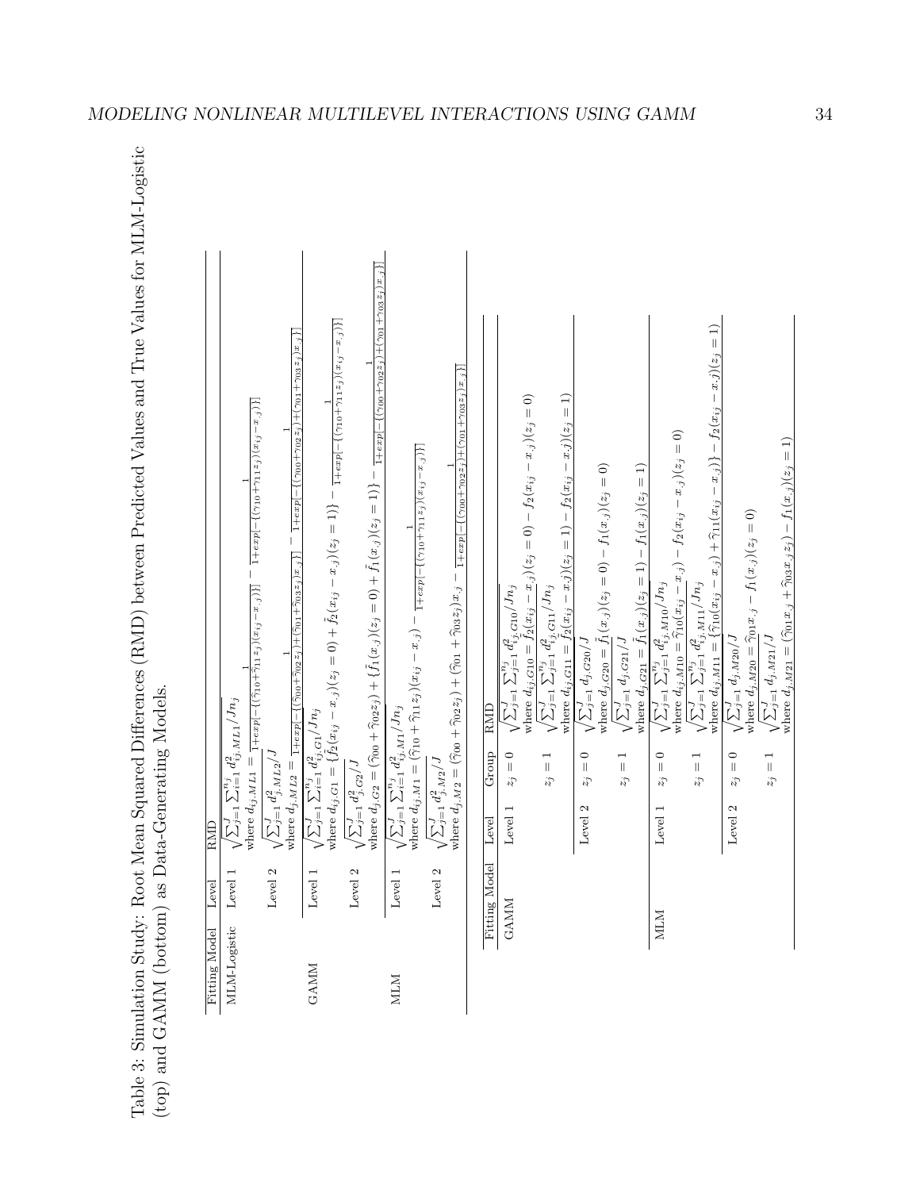Table 3: Simulation Study: Root Mean Squared Differences (RMD) between Predicted Values and True Values for MLM-Logistic (top) and GAMM (bottom) as Data-Generating Models.

| Fitting Model | Level | RMD |
|---|---|---|
| MLM-Logistic | Level 1 | $\sqrt{\sum_{j=1}^{J}\sum_{i=1}^{n_j} d_{ij.ML1}^2/Jn_j}$ where $d_{ij.ML1} = \frac{1}{1+exp[-(\hat{\gamma}_{10}+\hat{\gamma}_{11}z_j)(x_{ij}-x_{.j})]} - \frac{1}{1+exp[-(\gamma_{10}+\gamma_{11}z_j)(x_{ij}-x_{.j})]}$ |
| | Level 2 | $\sqrt{\sum_{j=1}^{J} d_{j.ML2}^2/J}$ where $d_{j.ML2} = \frac{1}{1+exp[-\{(\hat{\gamma}_{00}+\hat{\gamma}_{02}z_j)+(\hat{\gamma}_{01}+\hat{\gamma}_{03}z_j)x_{.j}\}]} - \frac{1}{1+exp[-\{(\gamma_{00}+\gamma_{02}z_j)+(\gamma_{01}+\gamma_{03}z_j)x_{.j}\}]}$ |
| GAMM | Level 1 | $\sqrt{\sum_{j=1}^{J}\sum_{i=1}^{n_j} d_{ij.G1}^2/Jn_j}$ where $d_{ij.G1} = \{\hat{f}_2(x_{ij}-x_{.j})(z_j=0)+\hat{f}_2(x_{ij}-x_{.j})(z_j=1)\} - \frac{1}{1+exp[-\{(\gamma_{10}+\gamma_{11}z_j)(x_{ij}-x_{.j})\}]}$ |
| | Level 2 | $\sqrt{\sum_{j=1}^{J} d_{j.G2}^2/J}$ where $d_{j.G2} = (\hat{\gamma}_{00}+\hat{\gamma}_{02}z_j) + \{\hat{f}_1(x_{.j})(z_j=0)+\hat{f}_1(x_{.j})(z_j=1)\} - \frac{1}{1+exp[-\{(\gamma_{00}+\gamma_{02}z_j)+(\gamma_{01}+\gamma_{03}z_j)x_{.j}\}]}$ |
| MLM | Level 1 | $\sqrt{\sum_{j=1}^{J}\sum_{i=1}^{n_j} d_{ij.M1}^2/Jn_j}$ where $d_{ij.M1} = (\hat{\gamma}_{10}+\hat{\gamma}_{11}z_j)(x_{ij}-x_{.j}) - \frac{1}{1+exp[-\{(\gamma_{10}+\gamma_{11}z_j)(x_{ij}-x_{.j})\}]}$ |
| | Level 2 | $\sqrt{\sum_{j=1}^{J} d_{j.M2}^2/J}$ where $d_{j.M2} = (\hat{\gamma}_{00}+\hat{\gamma}_{02}z_j) + (\hat{\gamma}_{01}+\hat{\gamma}_{03}z_j)x_{.j} - \frac{1}{1+exp[-\{(\gamma_{00}+\gamma_{02}z_j)+(\gamma_{01}+\gamma_{03}z_j)x_{.j}\}]}$ |

| Fitting Model | Level | Group | RMD |
|---|---|---|---|
| GAMM | Level 1 | $z_j=0$ | $\sqrt{\sum_{j=1}^{J}\sum_{j=1}^{n_j} d_{ij.G10}^2/Jn_j}$ where $d_{ij.G10} = \hat{f}_2(x_{ij}-x_{.j})(z_j=0) - f_2(x_{ij}-x_{.j})(z_j=0)$ |
| | | $z_j=1$ | $\sqrt{\sum_{j=1}^{J}\sum_{j=1}^{n_j} d_{ij.G11}^2/Jn_j}$ where $d_{ij.G11} = \hat{f}_2(x_{ij}-x_{.j})(z_j=1) - f_2(x_{ij}-x_{.j})(z_j=1)$ |
| | Level 2 | $z_j=0$ | $\sqrt{\sum_{j=1}^{J} d_{j.G20}/J}$ where $d_{j.G20} = \hat{f}_1(x_{.j})(z_j=0) - f_1(x_{.j})(z_j=0)$ |
| | | $z_j=1$ | $\sqrt{\sum_{j=1}^{J} d_{j.G21}/J}$ where $d_{j.G21} = \hat{f}_1(x_{.j})(z_j=1) - f_1(x_{.j})(z_j=1)$ |
| MLM | Level 1 | $z_j=0$ | $\sqrt{\sum_{j=1}^{J}\sum_{j=1}^{n_j} d_{ij.M10}^2/Jn_j}$ where $d_{ij.M10} = \hat{\gamma}_{10}(x_{ij}-x_{.j}) - f_2(x_{ij}-x_{.j})(z_j=0)$ |
| | | $z_j=1$ | $\sqrt{\sum_{j=1}^{J}\sum_{j=1}^{n_j} d_{ij.M11}^2/Jn_j}$ where $d_{ij.M11} = \{\hat{\gamma}_{10}(x_{ij}-x_{.j})+\hat{\gamma}_{11}(x_{ij}-x_{.j})\} - f_2(x_{ij}-x_{.j})(z_j=1)$ |
| | Level 2 | $z_j=0$ | $\sqrt{\sum_{j=1}^{J} d_{j.M20}/J}$ where $d_{j.M20} = \hat{\gamma}_{01}x_{.j} - f_1(x_{.j})(z_j=0)$ |
| | | $z_j=1$ | $\sqrt{\sum_{j=1}^{J} d_{j.M21}/J}$ where $d_{j.M21} = (\hat{\gamma}_{01}x_{.j}+\hat{\gamma}_{03}x_{.j}z_j) - f_1(x_{.j})(z_j=1)$ |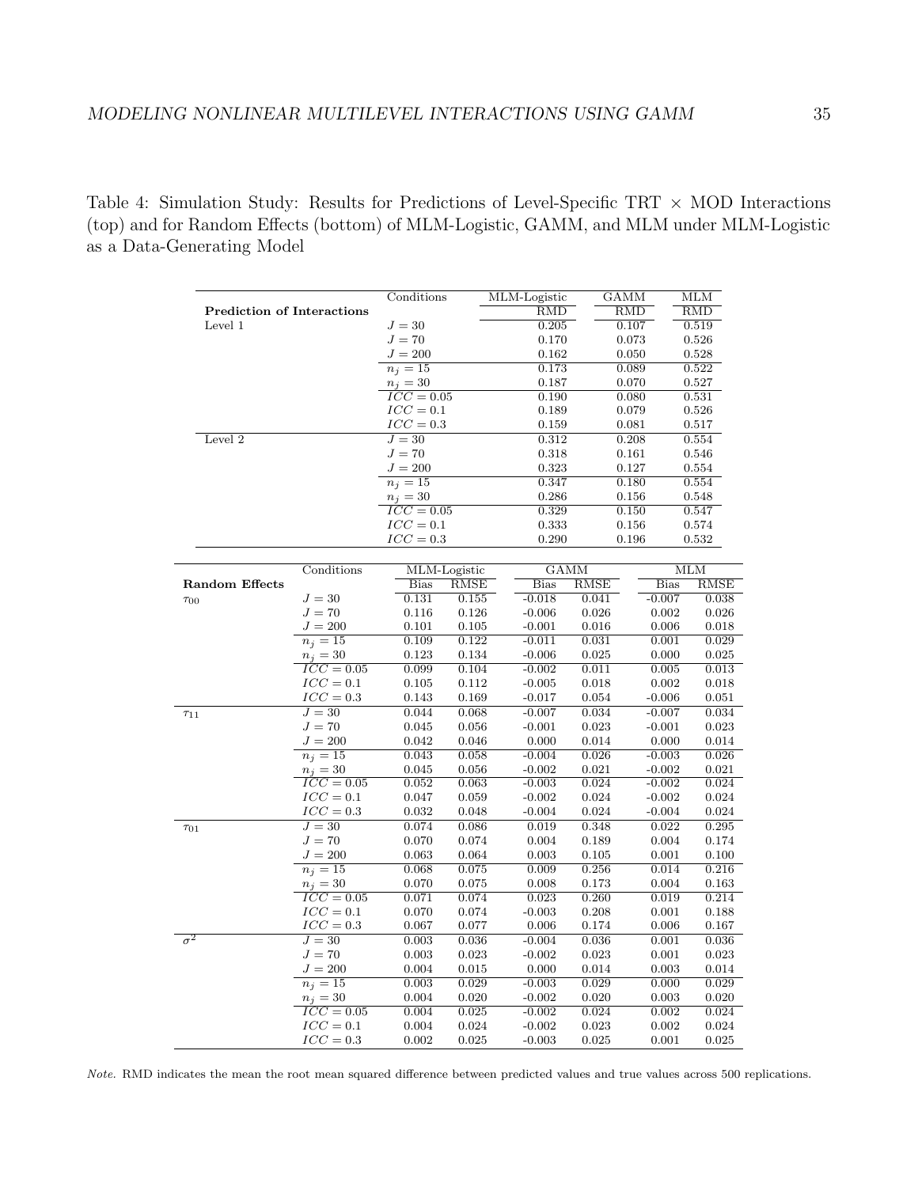Table 4: Simulation Study: Results for Predictions of Level-Specific TRT × MOD Interactions (top) and for Random Effects (bottom) of MLM-Logistic, GAMM, and MLM under MLM-Logistic as a Data-Generating Model

| | Conditions | MLM-Logistic | GAMM | MLM |
|---|---|---|---|---|
| **Prediction of Interactions** | | RMD | RMD | RMD |
| Level 1 | $J = 30$ | 0.205 | 0.107 | 0.519 |
| | $J = 70$ | 0.170 | 0.073 | 0.526 |
| | $J = 200$ | 0.162 | 0.050 | 0.528 |
| | $n_j = 15$ | 0.173 | 0.089 | 0.522 |
| | $n_j = 30$ | 0.187 | 0.070 | 0.527 |
| | $ICC = 0.05$ | 0.190 | 0.080 | 0.531 |
| | $ICC = 0.1$ | 0.189 | 0.079 | 0.526 |
| | $ICC = 0.3$ | 0.159 | 0.081 | 0.517 |
| Level 2 | $J = 30$ | 0.312 | 0.208 | 0.554 |
| | $J = 70$ | 0.318 | 0.161 | 0.546 |
| | $J = 200$ | 0.323 | 0.127 | 0.554 |
| | $n_j = 15$ | 0.347 | 0.180 | 0.554 |
| | $n_j = 30$ | 0.286 | 0.156 | 0.548 |
| | $ICC = 0.05$ | 0.329 | 0.150 | 0.547 |
| | $ICC = 0.1$ | 0.333 | 0.156 | 0.574 |
| | $ICC = 0.3$ | 0.290 | 0.196 | 0.532 |

| | Conditions | MLM-Logistic | | GAMM | | MLM | |
|---|---|---|---|---|---|---|---|
| **Random Effects** | | Bias | RMSE | Bias | RMSE | Bias | RMSE |
| $\tau_{00}$ | $J = 30$ | 0.131 | 0.155 | -0.018 | 0.041 | -0.007 | 0.038 |
| | $J = 70$ | 0.116 | 0.126 | -0.006 | 0.026 | 0.002 | 0.026 |
| | $J = 200$ | 0.101 | 0.105 | -0.001 | 0.016 | 0.006 | 0.018 |
| | $n_j = 15$ | 0.109 | 0.122 | -0.011 | 0.031 | 0.001 | 0.029 |
| | $n_j = 30$ | 0.123 | 0.134 | -0.006 | 0.025 | 0.000 | 0.025 |
| | $ICC = 0.05$ | 0.099 | 0.104 | -0.002 | 0.011 | 0.005 | 0.013 |
| | $ICC = 0.1$ | 0.105 | 0.112 | -0.005 | 0.018 | 0.002 | 0.018 |
| | $ICC = 0.3$ | 0.143 | 0.169 | -0.017 | 0.054 | -0.006 | 0.051 |
| $\tau_{11}$ | $J = 30$ | 0.044 | 0.068 | -0.007 | 0.034 | -0.007 | 0.034 |
| | $J = 70$ | 0.045 | 0.056 | -0.001 | 0.023 | -0.001 | 0.023 |
| | $J = 200$ | 0.042 | 0.046 | 0.000 | 0.014 | 0.000 | 0.014 |
| | $n_j = 15$ | 0.043 | 0.058 | -0.004 | 0.026 | -0.003 | 0.026 |
| | $n_j = 30$ | 0.045 | 0.056 | -0.002 | 0.021 | -0.002 | 0.021 |
| | $ICC = 0.05$ | 0.052 | 0.063 | -0.003 | 0.024 | -0.002 | 0.024 |
| | $ICC = 0.1$ | 0.047 | 0.059 | -0.002 | 0.024 | -0.002 | 0.024 |
| | $ICC = 0.3$ | 0.032 | 0.048 | -0.004 | 0.024 | -0.004 | 0.024 |
| $\tau_{01}$ | $J = 30$ | 0.074 | 0.086 | 0.019 | 0.348 | 0.022 | 0.295 |
| | $J = 70$ | 0.070 | 0.074 | 0.004 | 0.189 | 0.004 | 0.174 |
| | $J = 200$ | 0.063 | 0.064 | 0.003 | 0.105 | 0.001 | 0.100 |
| | $n_j = 15$ | 0.068 | 0.075 | 0.009 | 0.256 | 0.014 | 0.216 |
| | $n_j = 30$ | 0.070 | 0.075 | 0.008 | 0.173 | 0.004 | 0.163 |
| | $ICC = 0.05$ | 0.071 | 0.074 | 0.023 | 0.260 | 0.019 | 0.214 |
| | $ICC = 0.1$ | 0.070 | 0.074 | -0.003 | 0.208 | 0.001 | 0.188 |
| | $ICC = 0.3$ | 0.067 | 0.077 | 0.006 | 0.174 | 0.006 | 0.167 |
| $\sigma^2$ | $J = 30$ | 0.003 | 0.036 | -0.004 | 0.036 | 0.001 | 0.036 |
| | $J = 70$ | 0.003 | 0.023 | -0.002 | 0.023 | 0.001 | 0.023 |
| | $J = 200$ | 0.004 | 0.015 | 0.000 | 0.014 | 0.003 | 0.014 |
| | $n_j = 15$ | 0.003 | 0.029 | -0.003 | 0.029 | 0.000 | 0.029 |
| | $n_j = 30$ | 0.004 | 0.020 | -0.002 | 0.020 | 0.003 | 0.020 |
| | $ICC = 0.05$ | 0.004 | 0.025 | -0.002 | 0.024 | 0.002 | 0.024 |
| | $ICC = 0.1$ | 0.004 | 0.024 | -0.002 | 0.023 | 0.002 | 0.024 |
| | $ICC = 0.3$ | 0.002 | 0.025 | -0.003 | 0.025 | 0.001 | 0.025 |

*Note.* RMD indicates the mean the root mean squared difference between predicted values and true values across 500 replications.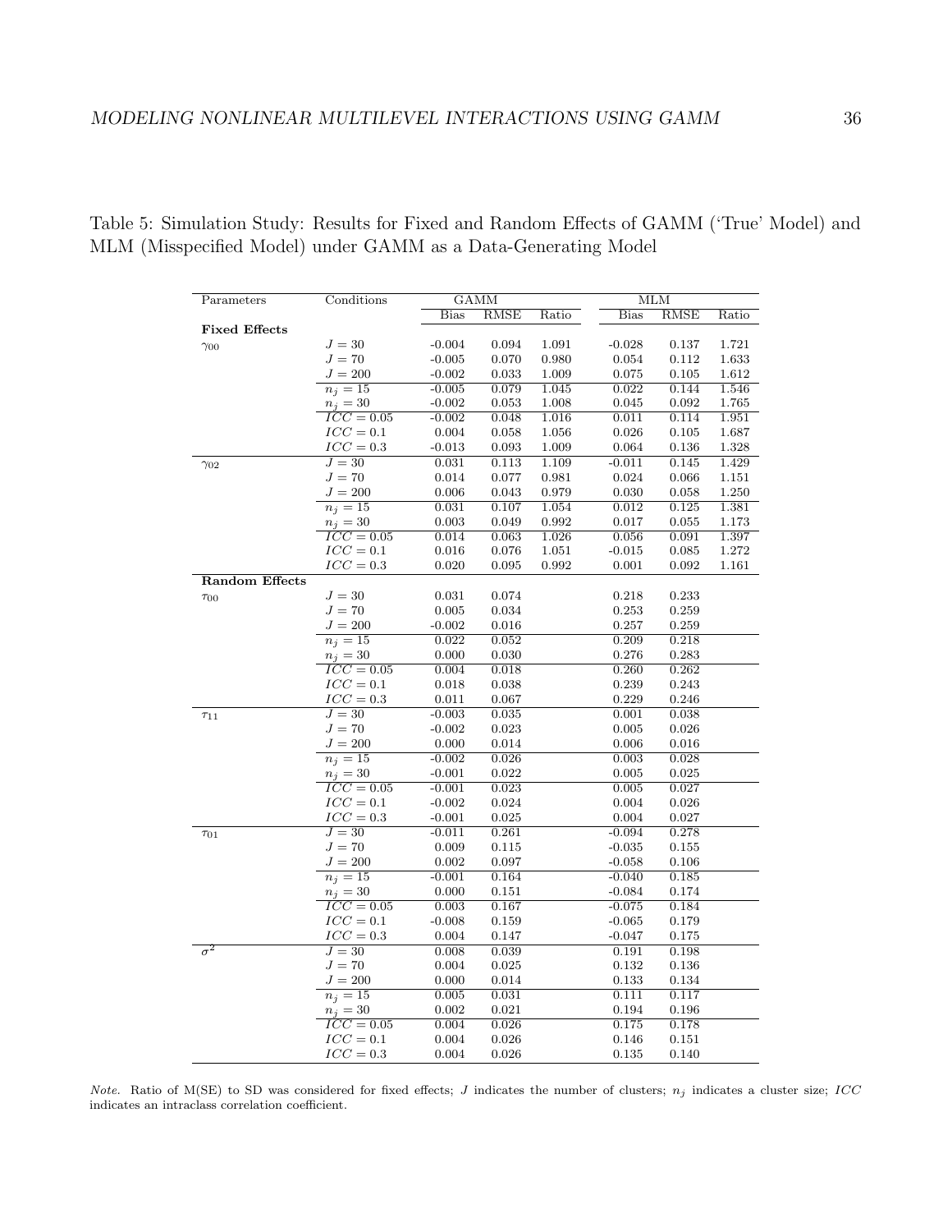Table 5: Simulation Study: Results for Fixed and Random Effects of GAMM ('True' Model) and MLM (Misspecified Model) under GAMM as a Data-Generating Model

| Parameters | Conditions | GAMM | | | MLM | | |
|---|---|---|---|---|---|---|---|
| | | Bias | RMSE | Ratio | Bias | RMSE | Ratio |
| **Fixed Effects** | | | | | | | |
| $\gamma_{00}$ | $J = 30$ | -0.004 | 0.094 | 1.091 | -0.028 | 0.137 | 1.721 |
| | $J = 70$ | -0.005 | 0.070 | 0.980 | 0.054 | 0.112 | 1.633 |
| | $J = 200$ | -0.002 | 0.033 | 1.009 | 0.075 | 0.105 | 1.612 |
| | $n_j = 15$ | -0.005 | 0.079 | 1.045 | 0.022 | 0.144 | 1.546 |
| | $n_j = 30$ | -0.002 | 0.053 | 1.008 | 0.045 | 0.092 | 1.765 |
| | $ICC = 0.05$ | -0.002 | 0.048 | 1.016 | 0.011 | 0.114 | 1.951 |
| | $ICC = 0.1$ | 0.004 | 0.058 | 1.056 | 0.026 | 0.105 | 1.687 |
| | $ICC = 0.3$ | -0.013 | 0.093 | 1.009 | 0.064 | 0.136 | 1.328 |
| $\gamma_{02}$ | $J = 30$ | 0.031 | 0.113 | 1.109 | -0.011 | 0.145 | 1.429 |
| | $J = 70$ | 0.014 | 0.077 | 0.981 | 0.024 | 0.066 | 1.151 |
| | $J = 200$ | 0.006 | 0.043 | 0.979 | 0.030 | 0.058 | 1.250 |
| | $n_j = 15$ | 0.031 | 0.107 | 1.054 | 0.012 | 0.125 | 1.381 |
| | $n_j = 30$ | 0.003 | 0.049 | 0.992 | 0.017 | 0.055 | 1.173 |
| | $ICC = 0.05$ | 0.014 | 0.063 | 1.026 | 0.056 | 0.091 | 1.397 |
| | $ICC = 0.1$ | 0.016 | 0.076 | 1.051 | -0.015 | 0.085 | 1.272 |
| | $ICC = 0.3$ | 0.020 | 0.095 | 0.992 | 0.001 | 0.092 | 1.161 |
| **Random Effects** | | | | | | | |
| $\tau_{00}$ | $J = 30$ | 0.031 | 0.074 | | 0.218 | 0.233 | |
| | $J = 70$ | 0.005 | 0.034 | | 0.253 | 0.259 | |
| | $J = 200$ | -0.002 | 0.016 | | 0.257 | 0.259 | |
| | $n_j = 15$ | 0.022 | 0.052 | | 0.209 | 0.218 | |
| | $n_j = 30$ | 0.000 | 0.030 | | 0.276 | 0.283 | |
| | $ICC = 0.05$ | 0.004 | 0.018 | | 0.260 | 0.262 | |
| | $ICC = 0.1$ | 0.018 | 0.038 | | 0.239 | 0.243 | |
| | $ICC = 0.3$ | 0.011 | 0.067 | | 0.229 | 0.246 | |
| $\tau_{11}$ | $J = 30$ | -0.003 | 0.035 | | 0.001 | 0.038 | |
| | $J = 70$ | -0.002 | 0.023 | | 0.005 | 0.026 | |
| | $J = 200$ | 0.000 | 0.014 | | 0.006 | 0.016 | |
| | $n_j = 15$ | -0.002 | 0.026 | | 0.003 | 0.028 | |
| | $n_j = 30$ | -0.001 | 0.022 | | 0.005 | 0.025 | |
| | $ICC = 0.05$ | -0.001 | 0.023 | | 0.005 | 0.027 | |
| | $ICC = 0.1$ | -0.002 | 0.024 | | 0.004 | 0.026 | |
| | $ICC = 0.3$ | -0.001 | 0.025 | | 0.004 | 0.027 | |
| $\tau_{01}$ | $J = 30$ | -0.011 | 0.261 | | -0.094 | 0.278 | |
| | $J = 70$ | 0.009 | 0.115 | | -0.035 | 0.155 | |
| | $J = 200$ | 0.002 | 0.097 | | -0.058 | 0.106 | |
| | $n_j = 15$ | -0.001 | 0.164 | | -0.040 | 0.185 | |
| | $n_j = 30$ | 0.000 | 0.151 | | -0.084 | 0.174 | |
| | $ICC = 0.05$ | 0.003 | 0.167 | | -0.075 | 0.184 | |
| | $ICC = 0.1$ | -0.008 | 0.159 | | -0.065 | 0.179 | |
| | $ICC = 0.3$ | 0.004 | 0.147 | | -0.047 | 0.175 | |
| $\sigma^2$ | $J = 30$ | 0.008 | 0.039 | | 0.191 | 0.198 | |
| | $J = 70$ | 0.004 | 0.025 | | 0.132 | 0.136 | |
| | $J = 200$ | 0.000 | 0.014 | | 0.133 | 0.134 | |
| | $n_j = 15$ | 0.005 | 0.031 | | 0.111 | 0.117 | |
| | $n_j = 30$ | 0.002 | 0.021 | | 0.194 | 0.196 | |
| | $ICC = 0.05$ | 0.004 | 0.026 | | 0.175 | 0.178 | |
| | $ICC = 0.1$ | 0.004 | 0.026 | | 0.146 | 0.151 | |
| | $ICC = 0.3$ | 0.004 | 0.026 | | 0.135 | 0.140 | |

*Note.* Ratio of M(SE) to SD was considered for fixed effects; $J$ indicates the number of clusters; $n_j$ indicates a cluster size; $ICC$ indicates an intraclass correlation coefficient.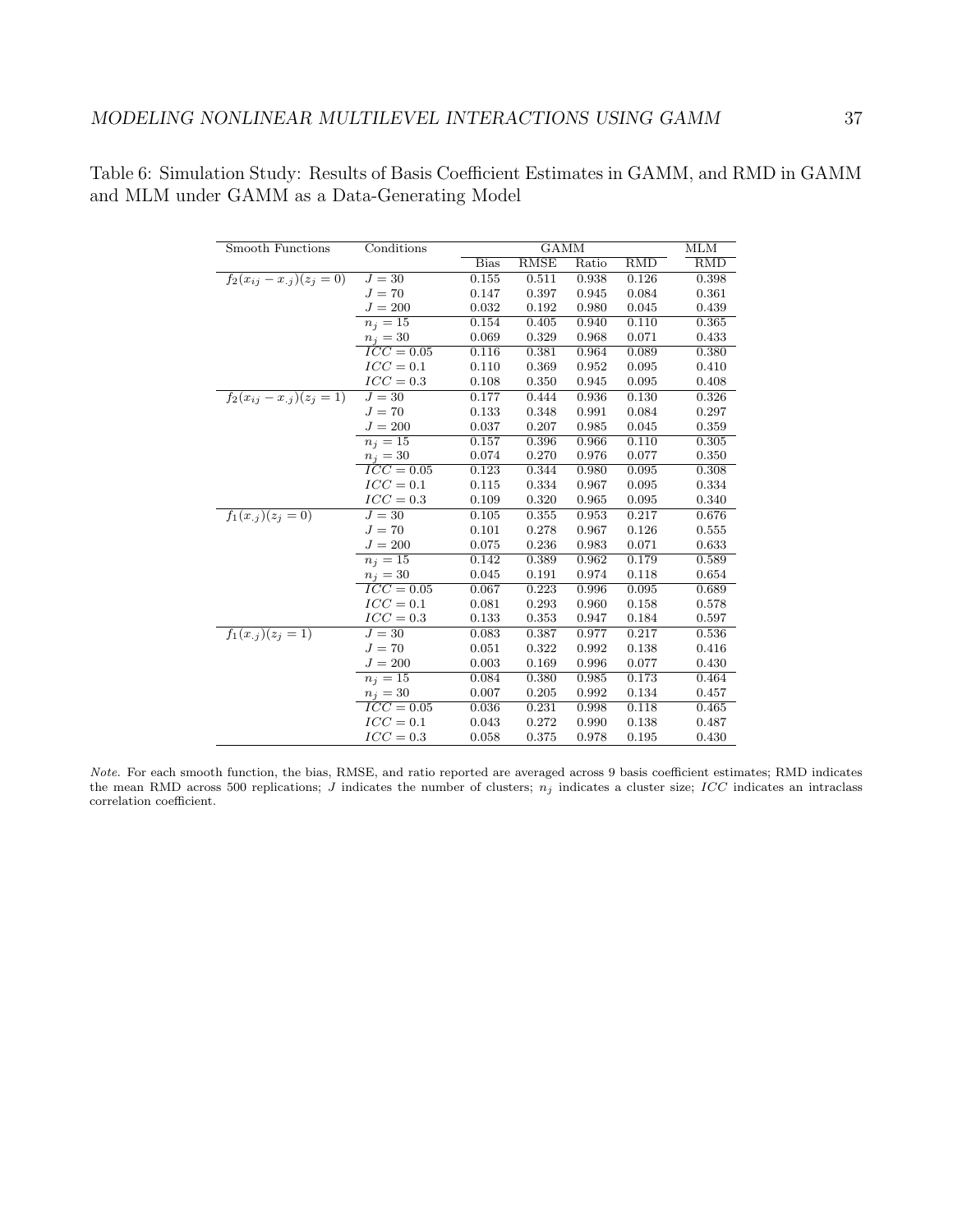Table 6: Simulation Study: Results of Basis Coefficient Estimates in GAMM, and RMD in GAMM and MLM under GAMM as a Data-Generating Model

| Smooth Functions | Conditions | GAMM | | | | MLM |
|---|---|---|---|---|---|---|
| | | Bias | RMSE | Ratio | RMD | RMD |
| $f_2(x_{ij} - x_{.j})(z_j = 0)$ | $J = 30$ | 0.155 | 0.511 | 0.938 | 0.126 | 0.398 |
| | $J = 70$ | 0.147 | 0.397 | 0.945 | 0.084 | 0.361 |
| | $J = 200$ | 0.032 | 0.192 | 0.980 | 0.045 | 0.439 |
| | $n_j = 15$ | 0.154 | 0.405 | 0.940 | 0.110 | 0.365 |
| | $n_j = 30$ | 0.069 | 0.329 | 0.968 | 0.071 | 0.433 |
| | $ICC = 0.05$ | 0.116 | 0.381 | 0.964 | 0.089 | 0.380 |
| | $ICC = 0.1$ | 0.110 | 0.369 | 0.952 | 0.095 | 0.410 |
| | $ICC = 0.3$ | 0.108 | 0.350 | 0.945 | 0.095 | 0.408 |
| $f_2(x_{ij} - x_{.j})(z_j = 1)$ | $J = 30$ | 0.177 | 0.444 | 0.936 | 0.130 | 0.326 |
| | $J = 70$ | 0.133 | 0.348 | 0.991 | 0.084 | 0.297 |
| | $J = 200$ | 0.037 | 0.207 | 0.985 | 0.045 | 0.359 |
| | $n_j = 15$ | 0.157 | 0.396 | 0.966 | 0.110 | 0.305 |
| | $n_j = 30$ | 0.074 | 0.270 | 0.976 | 0.077 | 0.350 |
| | $ICC = 0.05$ | 0.123 | 0.344 | 0.980 | 0.095 | 0.308 |
| | $ICC = 0.1$ | 0.115 | 0.334 | 0.967 | 0.095 | 0.334 |
| | $ICC = 0.3$ | 0.109 | 0.320 | 0.965 | 0.095 | 0.340 |
| $f_1(x_{.j})(z_j = 0)$ | $J = 30$ | 0.105 | 0.355 | 0.953 | 0.217 | 0.676 |
| | $J = 70$ | 0.101 | 0.278 | 0.967 | 0.126 | 0.555 |
| | $J = 200$ | 0.075 | 0.236 | 0.983 | 0.071 | 0.633 |
| | $n_j = 15$ | 0.142 | 0.389 | 0.962 | 0.179 | 0.589 |
| | $n_j = 30$ | 0.045 | 0.191 | 0.974 | 0.118 | 0.654 |
| | $ICC = 0.05$ | 0.067 | 0.223 | 0.996 | 0.095 | 0.689 |
| | $ICC = 0.1$ | 0.081 | 0.293 | 0.960 | 0.158 | 0.578 |
| | $ICC = 0.3$ | 0.133 | 0.353 | 0.947 | 0.184 | 0.597 |
| $f_1(x_{.j})(z_j = 1)$ | $J = 30$ | 0.083 | 0.387 | 0.977 | 0.217 | 0.536 |
| | $J = 70$ | 0.051 | 0.322 | 0.992 | 0.138 | 0.416 |
| | $J = 200$ | 0.003 | 0.169 | 0.996 | 0.077 | 0.430 |
| | $n_j = 15$ | 0.084 | 0.380 | 0.985 | 0.173 | 0.464 |
| | $n_j = 30$ | 0.007 | 0.205 | 0.992 | 0.134 | 0.457 |
| | $ICC = 0.05$ | 0.036 | 0.231 | 0.998 | 0.118 | 0.465 |
| | $ICC = 0.1$ | 0.043 | 0.272 | 0.990 | 0.138 | 0.487 |
| | $ICC = 0.3$ | 0.058 | 0.375 | 0.978 | 0.195 | 0.430 |

*Note.* For each smooth function, the bias, RMSE, and ratio reported are averaged across 9 basis coefficient estimates; RMD indicates the mean RMD across 500 replications; $J$ indicates the number of clusters; $n_j$ indicates a cluster size; $ICC$ indicates an intraclass correlation coefficient.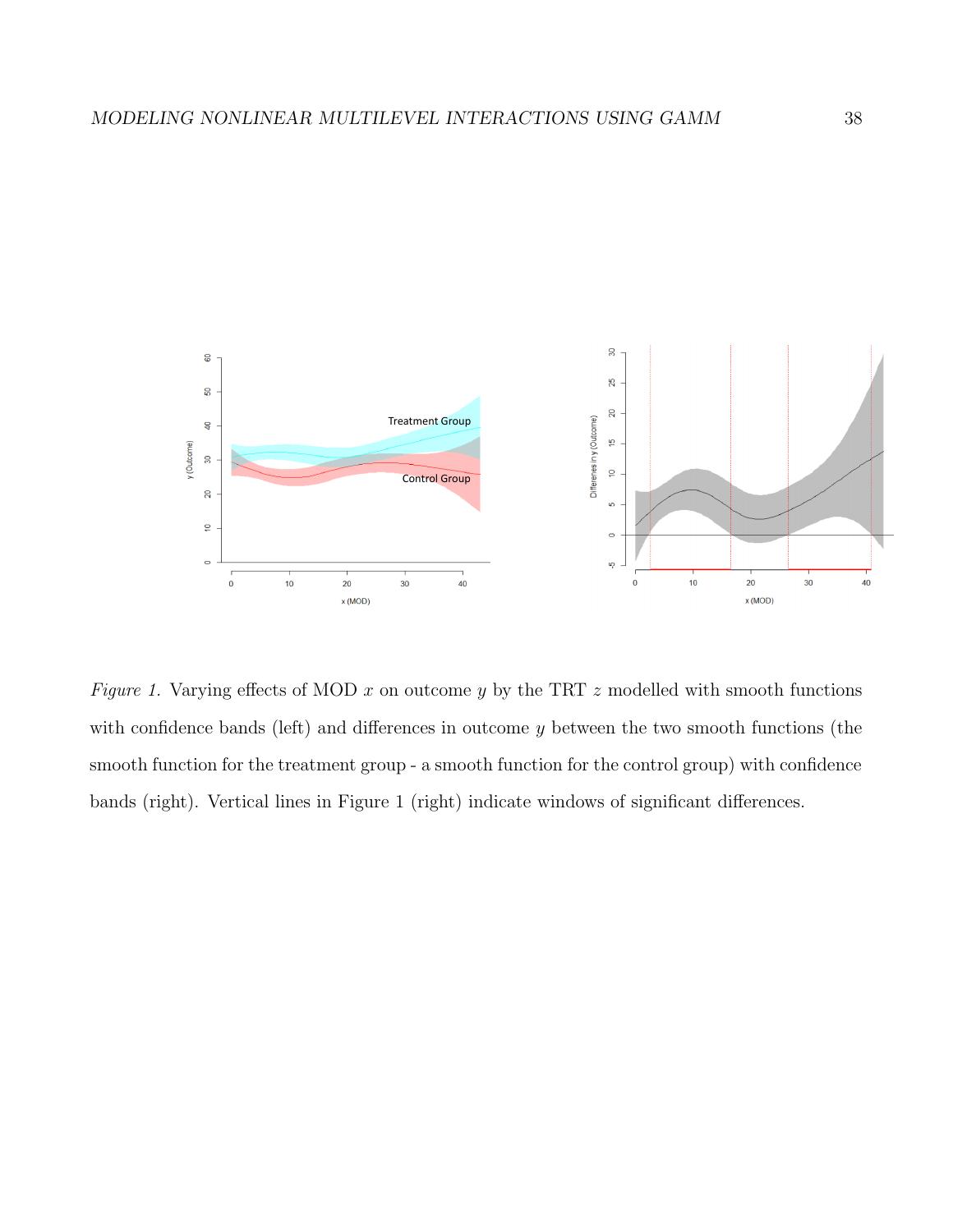*Figure 1.* Varying effects of MOD $x$ on outcome $y$ by the TRT $z$ modelled with smooth functions with confidence bands (left) and differences in outcome $y$ between the two smooth functions (the smooth function for the treatment group - a smooth function for the control group) with confidence bands (right). Vertical lines in Figure 1 (right) indicate windows of significant differences.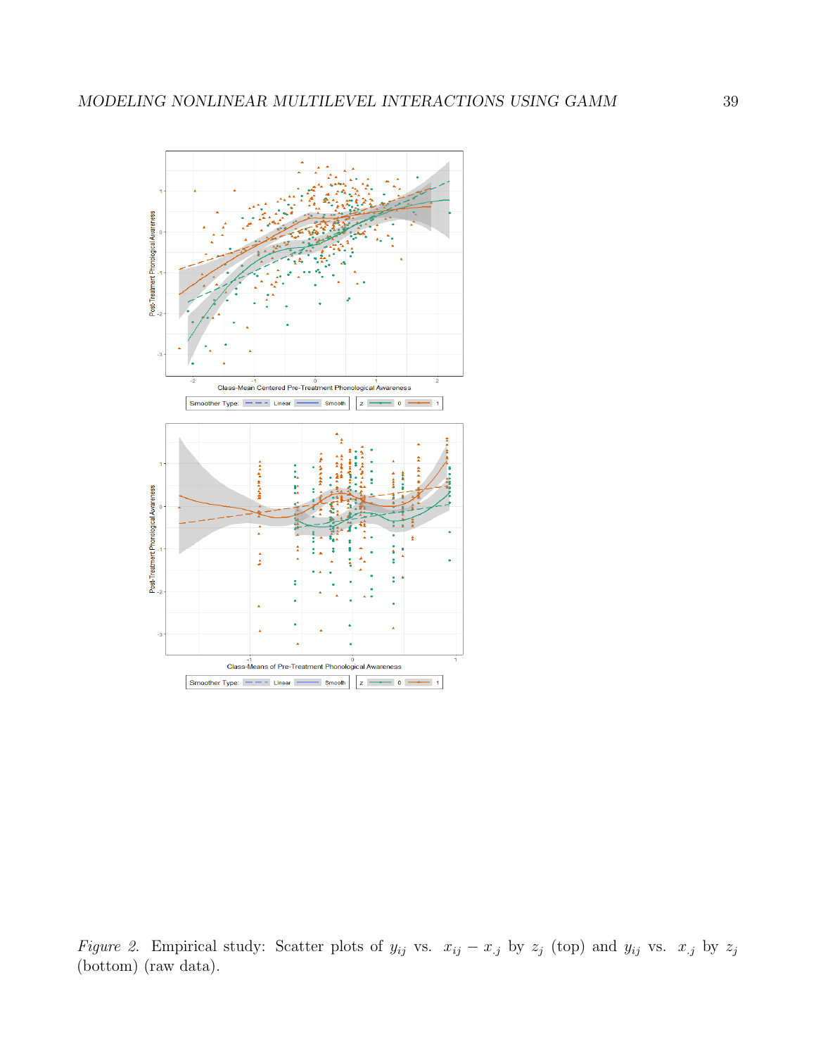*Figure 2.* Empirical study: Scatter plots of $y_{ij}$ vs. $x_{ij} - x_{\cdot j}$ by $z_j$ (top) and $y_{ij}$ vs. $x_{\cdot j}$ by $z_j$ (bottom) (raw data).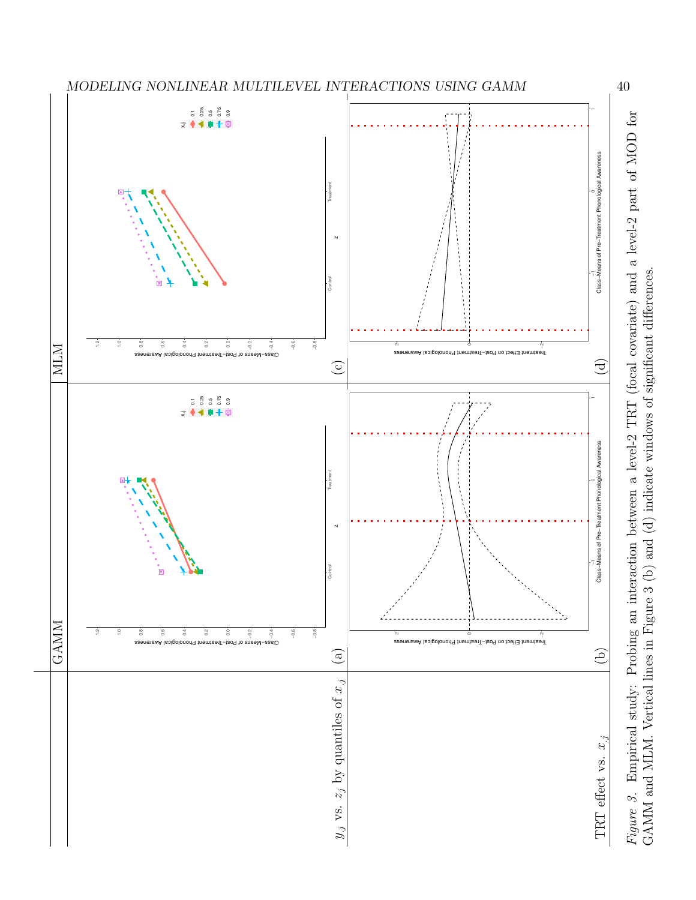GAMM

MLM

$y_{\cdot j}$ vs. $z_{\cdot j}$ by quantiles of $x_{\cdot j}$

TRT effect vs. $x_{\cdot j}$

(a)

Class−Means of Post−Treatment Phonological Awareness

1.2
1.0
0.8
0.6
0.4
0.2
0.0
−0.2
−0.4
−0.6
−0.8

Control
z
Treatment

x.j
0.1
0.25
0.5
0.75
0.9

(b)

Treatment Effect on Post−Treatment Phonological Awareness

2
0
−2

−1
0
1

Class−Means of Pre−Treatment Phonological Awareness

(c)

Class−Means of Post−Treatment Phonological Awareness

1.2
1.0
0.8
0.6
0.4
0.2
0.0
−0.2
−0.4
−0.6
−0.8

Control
z
Treatment

x.j
0.1
0.25
0.5
0.75
0.9

(d)

Treatment Effect on Post−Treatment Phonological Awareness

2
0
−2

−1
0
1

Class−Means of Pre−Treatment Phonological Awareness

*Figure 3.* Empirical study: Probing an interaction between a level-2 TRT (focal covariate) and a level-2 part of MOD for GAMM and MLM. Vertical lines in Figure 3 (b) and (d) indicate windows of significant differences.